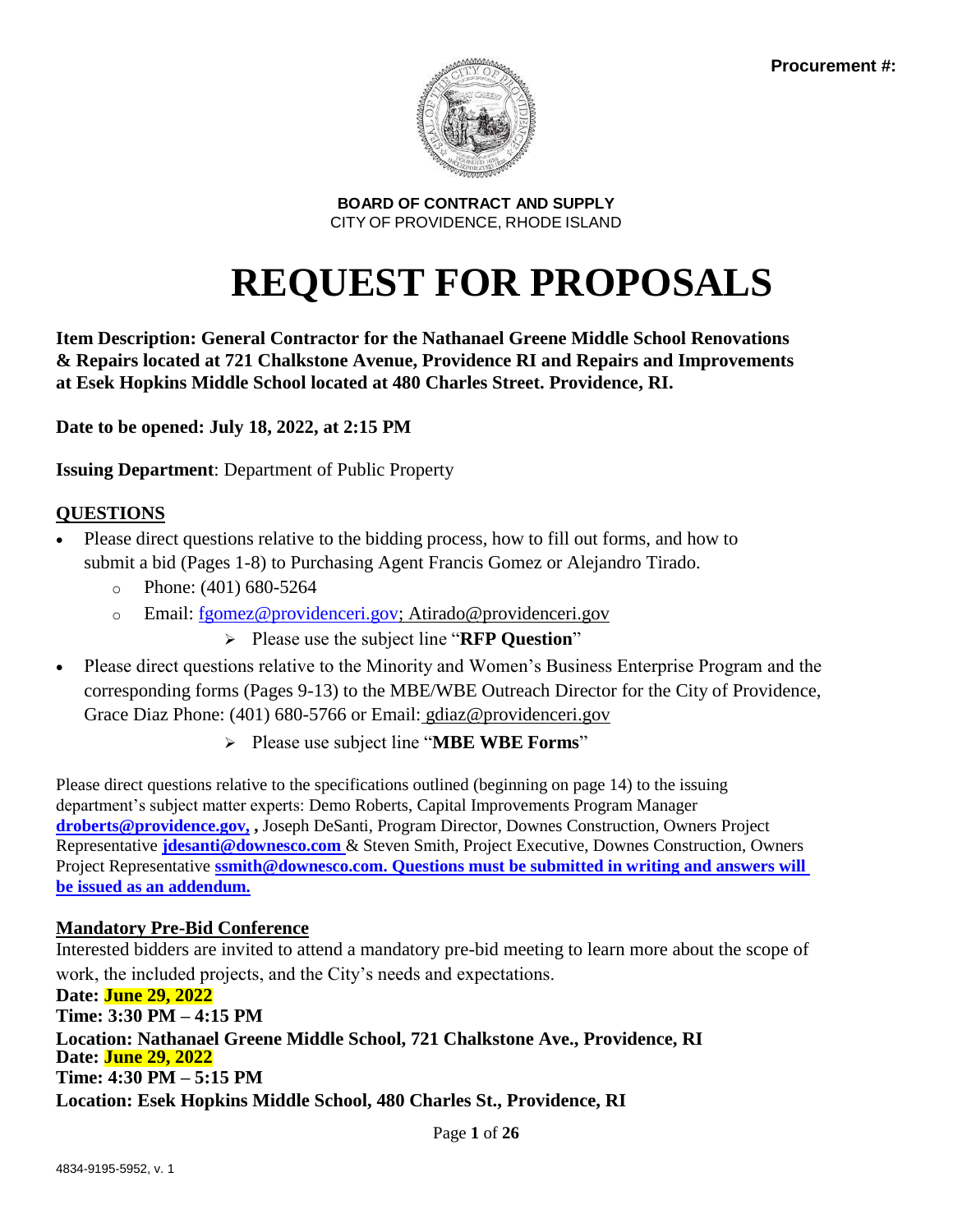**Procurement #:**

**BOARD OF CONTRACT AND SUPPLY**
CITY OF PROVIDENCE, RHODE ISLAND

# REQUEST FOR PROPOSALS

**Item Description: General Contractor for the Nathanael Greene Middle School Renovations & Repairs located at 721 Chalkstone Avenue, Providence RI and Repairs and Improvements at Esek Hopkins Middle School located at 480 Charles Street. Providence, RI.**

**Date to be opened: July 18, 2022, at 2:15 PM**

**Issuing Department**: Department of Public Property

## QUESTIONS

- Please direct questions relative to the bidding process, how to fill out forms, and how to submit a bid (Pages 1-8) to Purchasing Agent Francis Gomez or Alejandro Tirado.
  - Phone: (401) 680-5264
  - Email: fgomez@providenceri.gov; Atirado@providenceri.gov
    - Please use the subject line "**RFP Question**"
- Please direct questions relative to the Minority and Women's Business Enterprise Program and the corresponding forms (Pages 9-13) to the MBE/WBE Outreach Director for the City of Providence, Grace Diaz Phone: (401) 680-5766 or Email: gdiaz@providenceri.gov
  - Please use subject line "**MBE WBE Forms**"

Please direct questions relative to the specifications outlined (beginning on page 14) to the issuing department's subject matter experts: Demo Roberts, Capital Improvements Program Manager **droberts@providence.gov,** , Joseph DeSanti, Program Director, Downes Construction, Owners Project Representative **jdesanti@downesco.com** & Steven Smith, Project Executive, Downes Construction, Owners Project Representative **ssmith@downesco.com. Questions must be submitted in writing and answers will be issued as an addendum.**

## Mandatory Pre-Bid Conference

Interested bidders are invited to attend a mandatory pre-bid meeting to learn more about the scope of work, the included projects, and the City's needs and expectations.

**Date: June 29, 2022**
**Time: 3:30 PM – 4:15 PM**
**Location: Nathanael Greene Middle School, 721 Chalkstone Ave., Providence, RI**
**Date: June 29, 2022**
**Time: 4:30 PM – 5:15 PM**
**Location: Esek Hopkins Middle School, 480 Charles St., Providence, RI**

4834-9195-5952, v. 1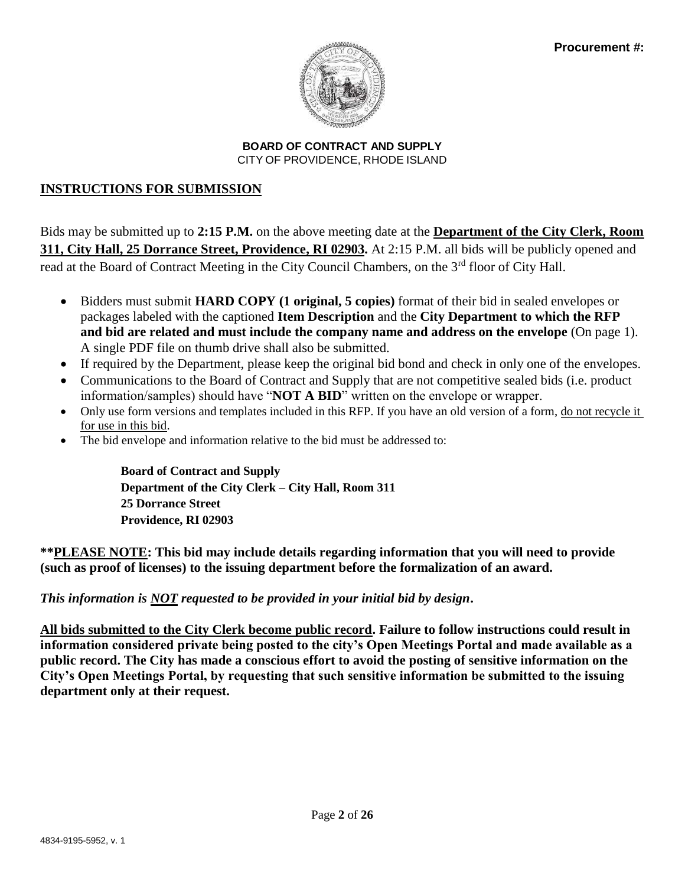**Procurement #:**

**BOARD OF CONTRACT AND SUPPLY**
CITY OF PROVIDENCE, RHODE ISLAND

## INSTRUCTIONS FOR SUBMISSION

Bids may be submitted up to **2:15 P.M.** on the above meeting date at the **Department of the City Clerk, Room 311, City Hall, 25 Dorrance Street, Providence, RI 02903.** At 2:15 P.M. all bids will be publicly opened and read at the Board of Contract Meeting in the City Council Chambers, on the 3rd floor of City Hall.

- Bidders must submit **HARD COPY (1 original, 5 copies)** format of their bid in sealed envelopes or packages labeled with the captioned **Item Description** and the **City Department to which the RFP and bid are related and must include the company name and address on the envelope** (On page 1). A single PDF file on thumb drive shall also be submitted.
- If required by the Department, please keep the original bid bond and check in only one of the envelopes.
- Communications to the Board of Contract and Supply that are not competitive sealed bids (i.e. product information/samples) should have "**NOT A BID**" written on the envelope or wrapper.
- Only use form versions and templates included in this RFP. If you have an old version of a form, do not recycle it for use in this bid.
- The bid envelope and information relative to the bid must be addressed to:

  **Board of Contract and Supply**
  **Department of the City Clerk – City Hall, Room 311**
  **25 Dorrance Street**
  **Providence, RI 02903**

**\*\*PLEASE NOTE: This bid may include details regarding information that you will need to provide (such as proof of licenses) to the issuing department before the formalization of an award.**

***This information is NOT requested to be provided in your initial bid by design.***

**All bids submitted to the City Clerk become public record. Failure to follow instructions could result in information considered private being posted to the city's Open Meetings Portal and made available as a public record. The City has made a conscious effort to avoid the posting of sensitive information on the City's Open Meetings Portal, by requesting that such sensitive information be submitted to the issuing department only at their request.**

4834-9195-5952, v. 1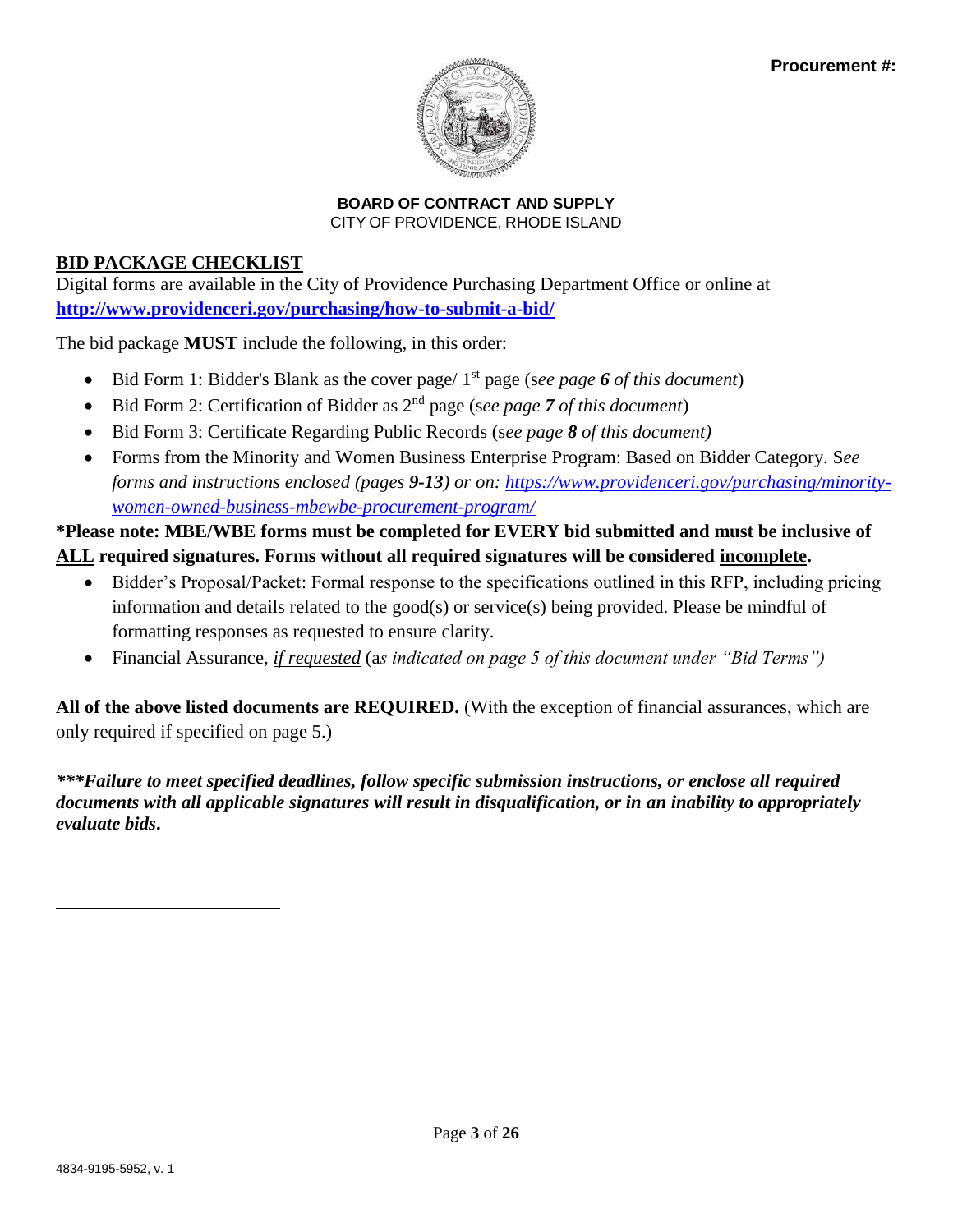Procurement #:

**BOARD OF CONTRACT AND SUPPLY**
CITY OF PROVIDENCE, RHODE ISLAND

## BID PACKAGE CHECKLIST

Digital forms are available in the City of Providence Purchasing Department Office or online at **http://www.providenceri.gov/purchasing/how-to-submit-a-bid/**

The bid package **MUST** include the following, in this order:

- Bid Form 1: Bidder's Blank as the cover page/ 1st page (s*ee page **6** of this document*)
- Bid Form 2: Certification of Bidder as 2nd page (s*ee page **7** of this document*)
- Bid Form 3: Certificate Regarding Public Records (s*ee page **8** of this document)*
- Forms from the Minority and Women Business Enterprise Program: Based on Bidder Category. S*ee forms and instructions enclosed (pages **9-13**) or on: https://www.providenceri.gov/purchasing/minority-women-owned-business-mbewbe-procurement-program/*

**\*Please note: MBE/WBE forms must be completed for EVERY bid submitted and must be inclusive of ALL required signatures. Forms without all required signatures will be considered incomplete.**

- Bidder's Proposal/Packet: Formal response to the specifications outlined in this RFP, including pricing information and details related to the good(s) or service(s) being provided. Please be mindful of formatting responses as requested to ensure clarity.
- Financial Assurance, *if requested* (a*s indicated on page 5 of this document under "Bid Terms")*

**All of the above listed documents are REQUIRED.** (With the exception of financial assurances, which are only required if specified on page 5.)

***\*\*\*Failure to meet specified deadlines, follow specific submission instructions, or enclose all required documents with all applicable signatures will result in disqualification, or in an inability to appropriately evaluate bids.***

4834-9195-5952, v. 1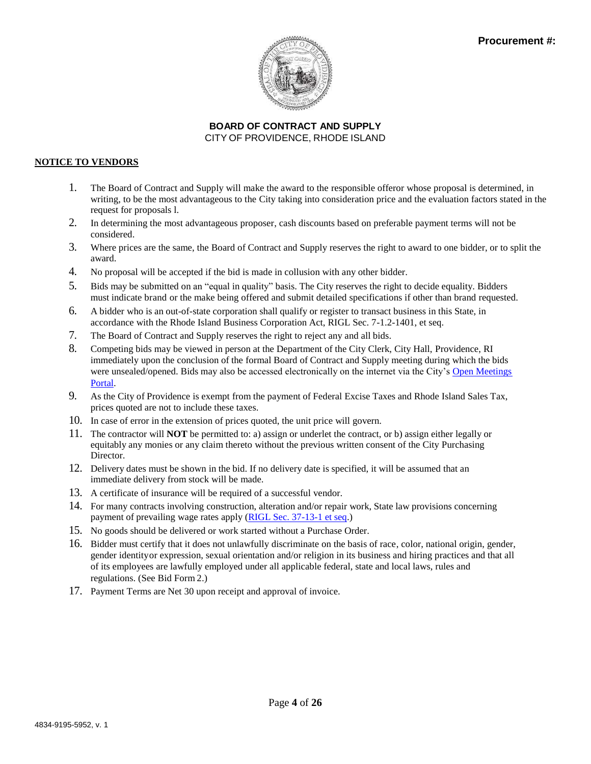**Procurement #:**

**BOARD OF CONTRACT AND SUPPLY**
CITY OF PROVIDENCE, RHODE ISLAND

**NOTICE TO VENDORS**

1. The Board of Contract and Supply will make the award to the responsible offeror whose proposal is determined, in writing, to be the most advantageous to the City taking into consideration price and the evaluation factors stated in the request for proposals l.
2. In determining the most advantageous proposer, cash discounts based on preferable payment terms will not be considered.
3. Where prices are the same, the Board of Contract and Supply reserves the right to award to one bidder, or to split the award.
4. No proposal will be accepted if the bid is made in collusion with any other bidder.
5. Bids may be submitted on an "equal in quality" basis. The City reserves the right to decide equality. Bidders must indicate brand or the make being offered and submit detailed specifications if other than brand requested.
6. A bidder who is an out-of-state corporation shall qualify or register to transact business in this State, in accordance with the Rhode Island Business Corporation Act, RIGL Sec. 7-1.2-1401, et seq.
7. The Board of Contract and Supply reserves the right to reject any and all bids.
8. Competing bids may be viewed in person at the Department of the City Clerk, City Hall, Providence, RI immediately upon the conclusion of the formal Board of Contract and Supply meeting during which the bids were unsealed/opened. Bids may also be accessed electronically on the internet via the City's Open Meetings Portal.
9. As the City of Providence is exempt from the payment of Federal Excise Taxes and Rhode Island Sales Tax, prices quoted are not to include these taxes.
10. In case of error in the extension of prices quoted, the unit price will govern.
11. The contractor will **NOT** be permitted to: a) assign or underlet the contract, or b) assign either legally or equitably any monies or any claim thereto without the previous written consent of the City Purchasing Director.
12. Delivery dates must be shown in the bid. If no delivery date is specified, it will be assumed that an immediate delivery from stock will be made.
13. A certificate of insurance will be required of a successful vendor.
14. For many contracts involving construction, alteration and/or repair work, State law provisions concerning payment of prevailing wage rates apply (RIGL Sec. 37-13-1 et seq.)
15. No goods should be delivered or work started without a Purchase Order.
16. Bidder must certify that it does not unlawfully discriminate on the basis of race, color, national origin, gender, gender identityor expression, sexual orientation and/or religion in its business and hiring practices and that all of its employees are lawfully employed under all applicable federal, state and local laws, rules and regulations. (See Bid Form 2.)
17. Payment Terms are Net 30 upon receipt and approval of invoice.

4834-9195-5952, v. 1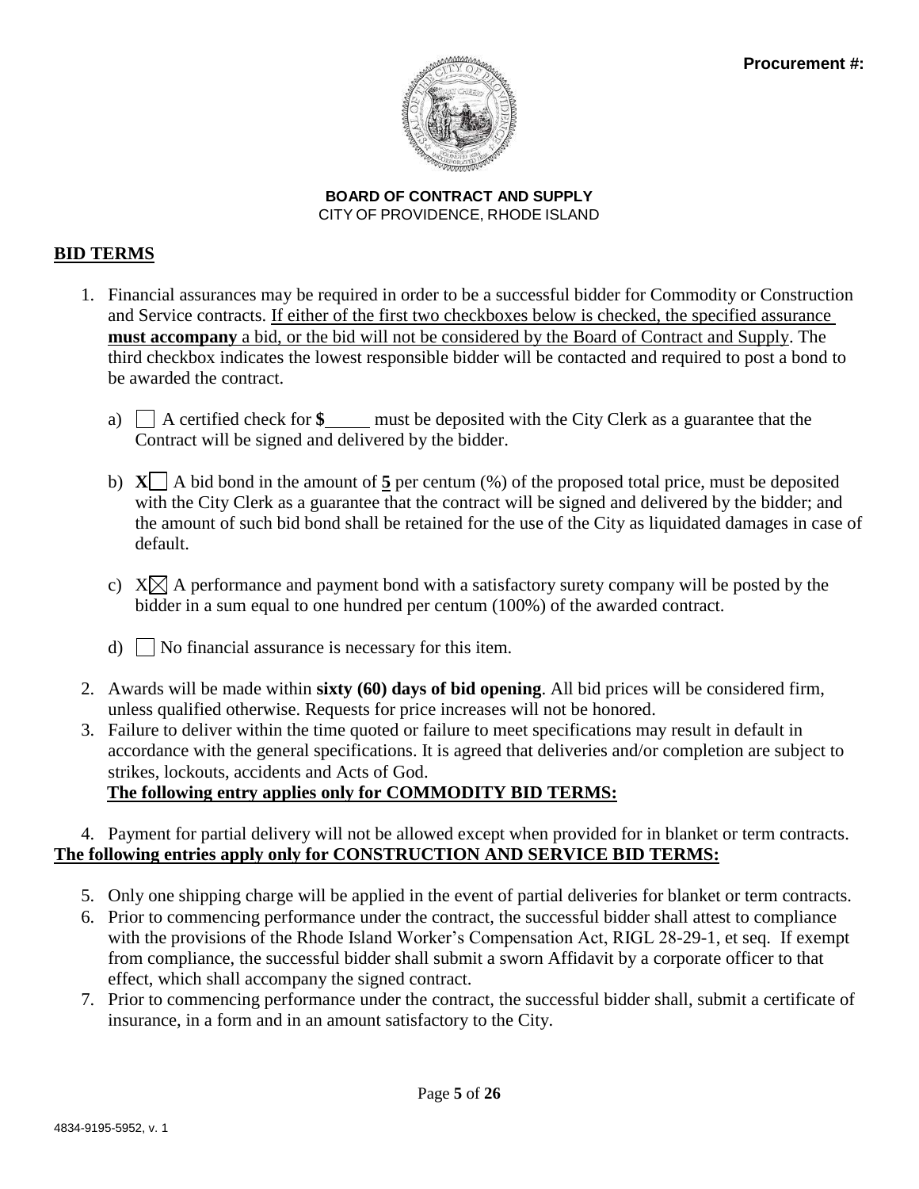**Procurement #:**

**BOARD OF CONTRACT AND SUPPLY**
CITY OF PROVIDENCE, RHODE ISLAND

## BID TERMS

1. Financial assurances may be required in order to be a successful bidder for Commodity or Construction and Service contracts. If either of the first two checkboxes below is checked, the specified assurance **must accompany** a bid, or the bid will not be considered by the Board of Contract and Supply. The third checkbox indicates the lowest responsible bidder will be contacted and required to post a bond to be awarded the contract.

   a) ☐ A certified check for **$_____** must be deposited with the City Clerk as a guarantee that the Contract will be signed and delivered by the bidder.

   b) **X**☐ A bid bond in the amount of **5** per centum (%) of the proposed total price, must be deposited with the City Clerk as a guarantee that the contract will be signed and delivered by the bidder; and the amount of such bid bond shall be retained for the use of the City as liquidated damages in case of default.

   c) X☒ A performance and payment bond with a satisfactory surety company will be posted by the bidder in a sum equal to one hundred per centum (100%) of the awarded contract.

   d) ☐ No financial assurance is necessary for this item.

2. Awards will be made within **sixty (60) days of bid opening**. All bid prices will be considered firm, unless qualified otherwise. Requests for price increases will not be honored.
3. Failure to deliver within the time quoted or failure to meet specifications may result in default in accordance with the general specifications. It is agreed that deliveries and/or completion are subject to strikes, lockouts, accidents and Acts of God.

**The following entry applies only for COMMODITY BID TERMS:**

4. Payment for partial delivery will not be allowed except when provided for in blanket or term contracts.

**The following entries apply only for CONSTRUCTION AND SERVICE BID TERMS:**

5. Only one shipping charge will be applied in the event of partial deliveries for blanket or term contracts.
6. Prior to commencing performance under the contract, the successful bidder shall attest to compliance with the provisions of the Rhode Island Worker's Compensation Act, RIGL 28-29-1, et seq. If exempt from compliance, the successful bidder shall submit a sworn Affidavit by a corporate officer to that effect, which shall accompany the signed contract.
7. Prior to commencing performance under the contract, the successful bidder shall, submit a certificate of insurance, in a form and in an amount satisfactory to the City.

4834-9195-5952, v. 1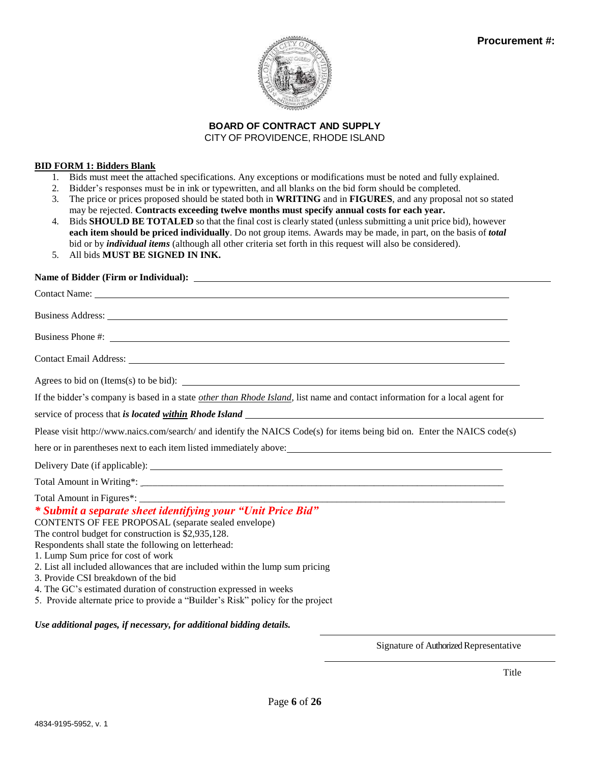Procurement #:

**BOARD OF CONTRACT AND SUPPLY**
CITY OF PROVIDENCE, RHODE ISLAND

**BID FORM 1: Bidders Blank**

1. Bids must meet the attached specifications. Any exceptions or modifications must be noted and fully explained.
2. Bidder's responses must be in ink or typewritten, and all blanks on the bid form should be completed.
3. The price or prices proposed should be stated both in **WRITING** and in **FIGURES**, and any proposal not so stated may be rejected. **Contracts exceeding twelve months must specify annual costs for each year.**
4. Bids **SHOULD BE TOTALED** so that the final cost is clearly stated (unless submitting a unit price bid), however **each item should be priced individually**. Do not group items. Awards may be made, in part, on the basis of ***total*** bid or by ***individual items*** (although all other criteria set forth in this request will also be considered).
5. All bids **MUST BE SIGNED IN INK.**

**Name of Bidder (Firm or Individual):** ______________________________

Contact Name: ______________________________

Business Address: ______________________________

Business Phone #: ______________________________

Contact Email Address: ______________________________

Agrees to bid on (Items(s) to be bid): ______________________________

If the bidder's company is based in a state *other than Rhode Island*, list name and contact information for a local agent for service of process that ***is located within Rhode Island*** ______________________________

Please visit http://www.naics.com/search/ and identify the NAICS Code(s) for items being bid on. Enter the NAICS code(s) here or in parentheses next to each item listed immediately above: ______________________________

Delivery Date (if applicable): ______________________________

Total Amount in Writing*: ______________________________

Total Amount in Figures*: ______________________________

***\* Submit a separate sheet identifying your "Unit Price Bid"***

CONTENTS OF FEE PROPOSAL (separate sealed envelope)
The control budget for construction is $2,935,128.
Respondents shall state the following on letterhead:

1. Lump Sum price for cost of work
2. List all included allowances that are included within the lump sum pricing
3. Provide CSI breakdown of the bid
4. The GC's estimated duration of construction expressed in weeks
5. Provide alternate price to provide a "Builder's Risk" policy for the project

***Use additional pages, if necessary, for additional bidding details.***

______________________________
Signature of Authorized Representative

______________________________
Title

4834-9195-5952, v. 1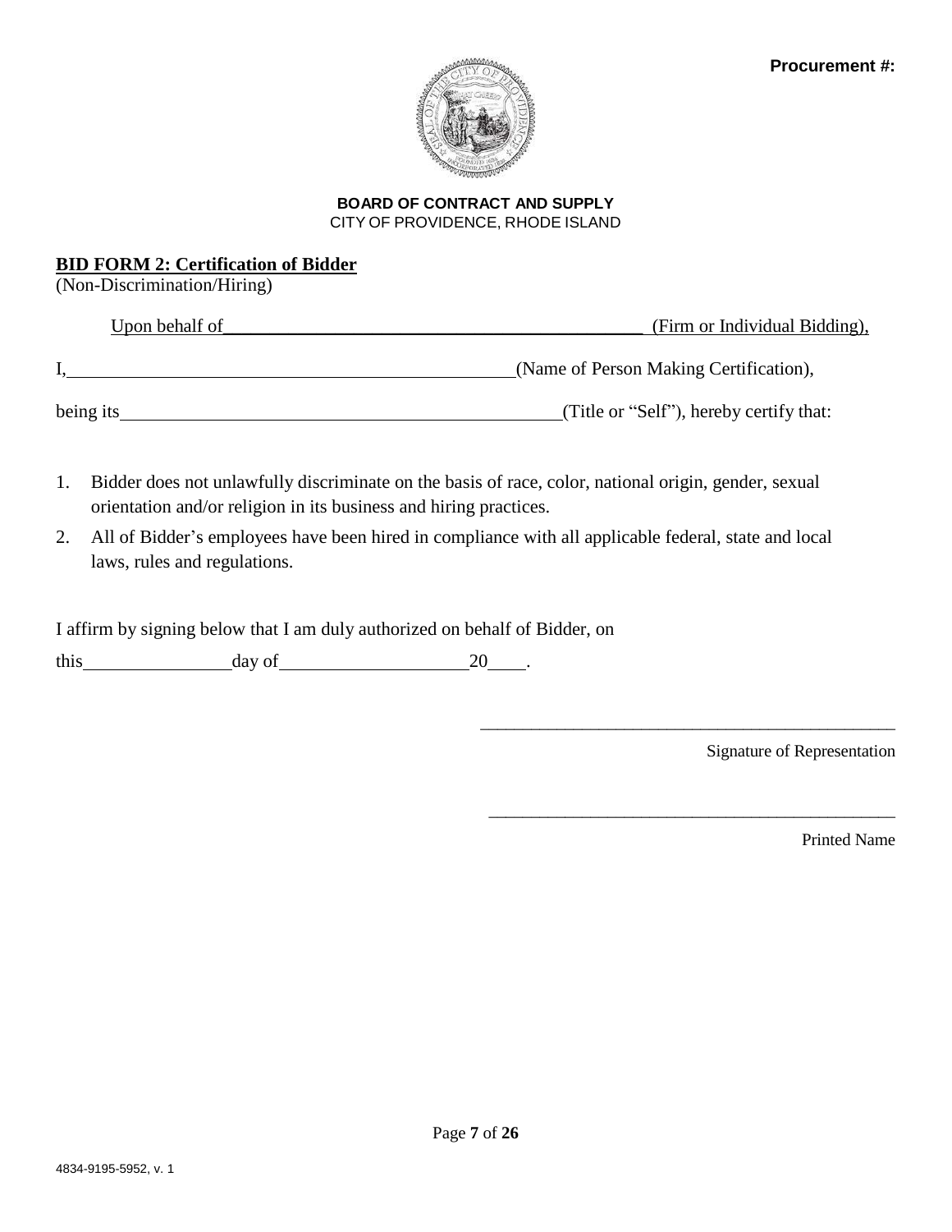**Procurement #:**

**BOARD OF CONTRACT AND SUPPLY**
CITY OF PROVIDENCE, RHODE ISLAND

**BID FORM 2: Certification of Bidder**
(Non-Discrimination/Hiring)

Upon behalf of_______________________________________________ (Firm or Individual Bidding),

I,_______________________________________________(Name of Person Making Certification),

being its_______________________________________________(Title or "Self"), hereby certify that:

1. Bidder does not unlawfully discriminate on the basis of race, color, national origin, gender, sexual orientation and/or religion in its business and hiring practices.
2. All of Bidder's employees have been hired in compliance with all applicable federal, state and local laws, rules and regulations.

I affirm by signing below that I am duly authorized on behalf of Bidder, on

this_______________day of____________________20____.

_______________________________________________
Signature of Representation

_______________________________________________
Printed Name

4834-9195-5952, v. 1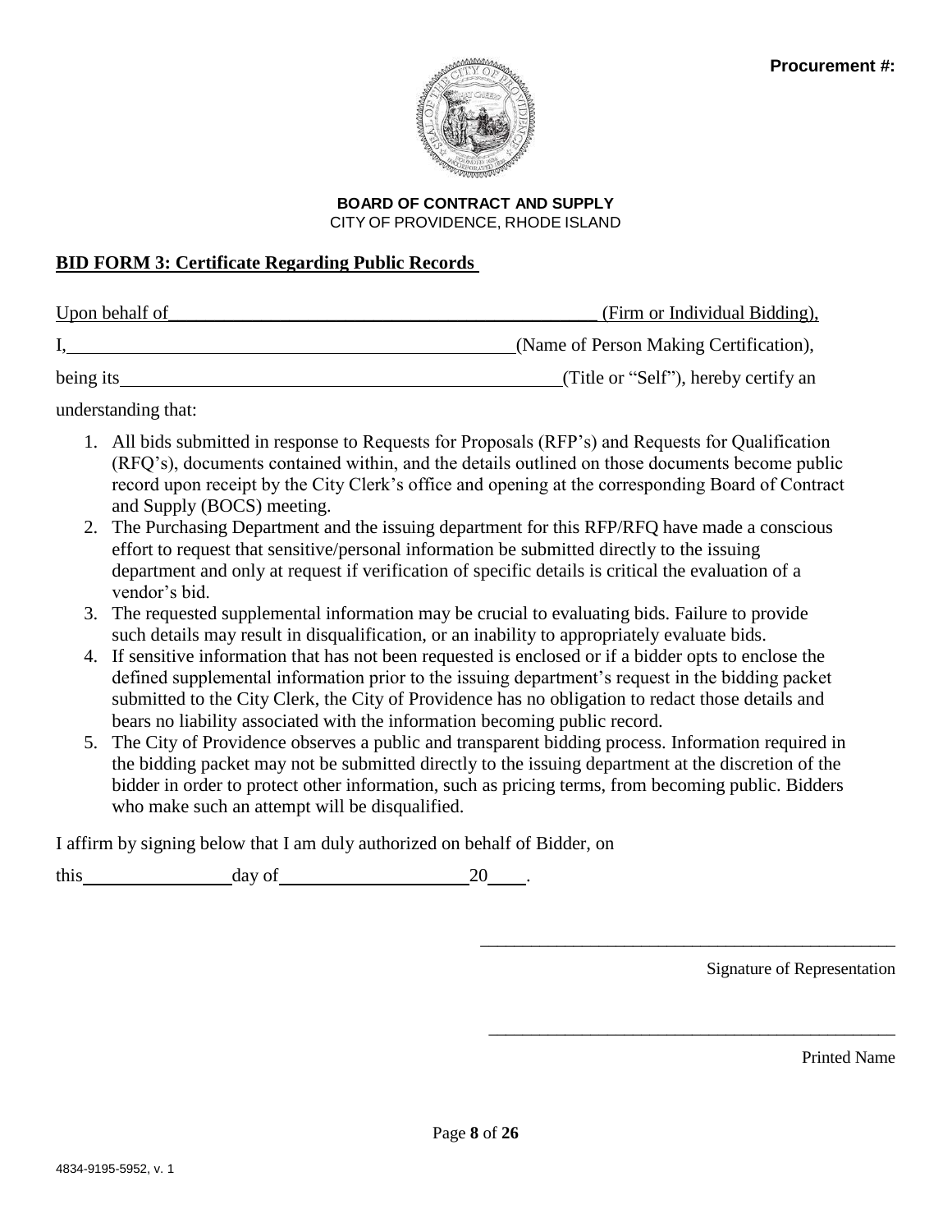**Procurement #:**

**BOARD OF CONTRACT AND SUPPLY**
CITY OF PROVIDENCE, RHODE ISLAND

## BID FORM 3: Certificate Regarding Public Records

Upon behalf of\_\_\_\_\_\_\_\_\_\_\_\_\_\_\_\_\_\_\_\_\_\_\_\_\_\_\_\_\_\_\_\_\_\_\_\_\_\_\_\_\_\_\_\_ (Firm or Individual Bidding),

I,\_\_\_\_\_\_\_\_\_\_\_\_\_\_\_\_\_\_\_\_\_\_\_\_\_\_\_\_\_\_\_\_\_\_\_\_\_\_\_\_\_\_\_\_\_\_(Name of Person Making Certification),

being its\_\_\_\_\_\_\_\_\_\_\_\_\_\_\_\_\_\_\_\_\_\_\_\_\_\_\_\_\_\_\_\_\_\_\_\_\_\_\_\_\_\_\_\_\_\_(Title or "Self"), hereby certify an understanding that:

1. All bids submitted in response to Requests for Proposals (RFP's) and Requests for Qualification (RFQ's), documents contained within, and the details outlined on those documents become public record upon receipt by the City Clerk's office and opening at the corresponding Board of Contract and Supply (BOCS) meeting.
2. The Purchasing Department and the issuing department for this RFP/RFQ have made a conscious effort to request that sensitive/personal information be submitted directly to the issuing department and only at request if verification of specific details is critical the evaluation of a vendor's bid.
3. The requested supplemental information may be crucial to evaluating bids. Failure to provide such details may result in disqualification, or an inability to appropriately evaluate bids.
4. If sensitive information that has not been requested is enclosed or if a bidder opts to enclose the defined supplemental information prior to the issuing department's request in the bidding packet submitted to the City Clerk, the City of Providence has no obligation to redact those details and bears no liability associated with the information becoming public record.
5. The City of Providence observes a public and transparent bidding process. Information required in the bidding packet may not be submitted directly to the issuing department at the discretion of the bidder in order to protect other information, such as pricing terms, from becoming public. Bidders who make such an attempt will be disqualified.

I affirm by signing below that I am duly authorized on behalf of Bidder, on

this\_\_\_\_\_\_\_\_\_\_\_\_\_\_\_\_day of\_\_\_\_\_\_\_\_\_\_\_\_\_\_\_\_\_\_\_\_20\_\_\_\_.

\_\_\_\_\_\_\_\_\_\_\_\_\_\_\_\_\_\_\_\_\_\_\_\_\_\_\_\_\_\_\_\_\_\_\_\_\_\_\_\_\_\_\_\_

Signature of Representation

\_\_\_\_\_\_\_\_\_\_\_\_\_\_\_\_\_\_\_\_\_\_\_\_\_\_\_\_\_\_\_\_\_\_\_\_\_\_\_\_\_\_\_\_

Printed Name

4834-9195-5952, v. 1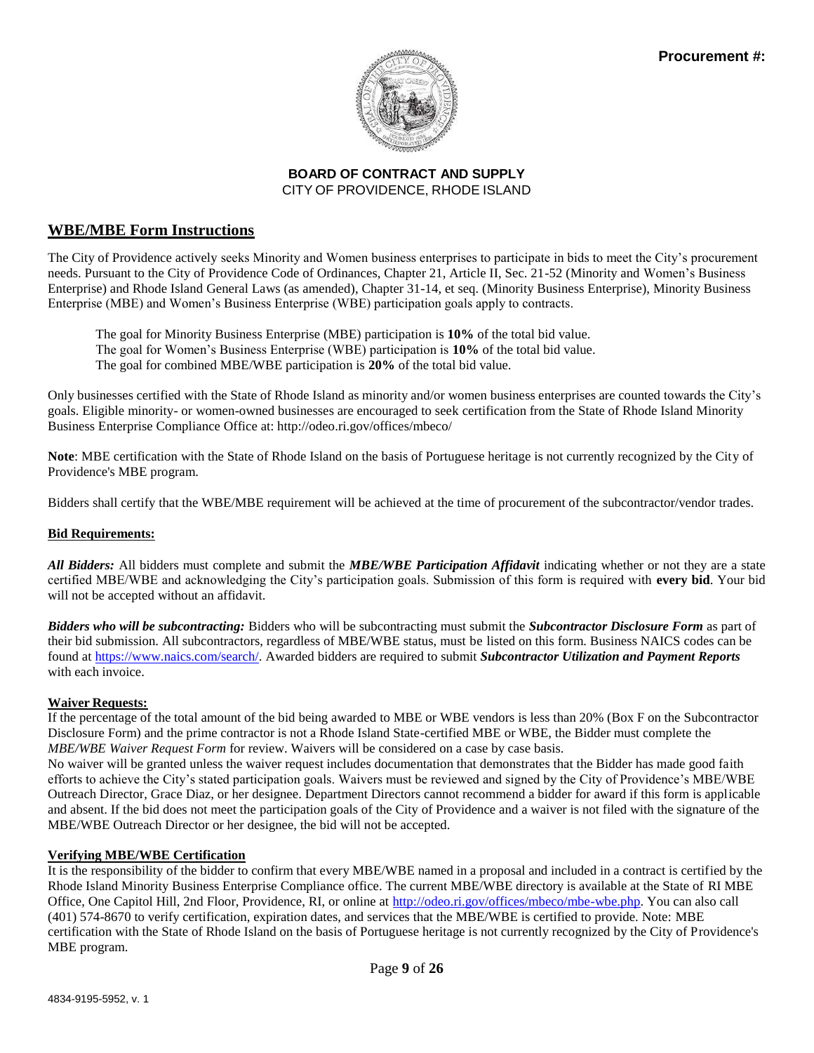**Procurement #:**

**BOARD OF CONTRACT AND SUPPLY**
CITY OF PROVIDENCE, RHODE ISLAND

## WBE/MBE Form Instructions

The City of Providence actively seeks Minority and Women business enterprises to participate in bids to meet the City's procurement needs. Pursuant to the City of Providence Code of Ordinances, Chapter 21, Article II, Sec. 21-52 (Minority and Women's Business Enterprise) and Rhode Island General Laws (as amended), Chapter 31-14, et seq. (Minority Business Enterprise), Minority Business Enterprise (MBE) and Women's Business Enterprise (WBE) participation goals apply to contracts.

The goal for Minority Business Enterprise (MBE) participation is **10%** of the total bid value.
The goal for Women's Business Enterprise (WBE) participation is **10%** of the total bid value.
The goal for combined MBE/WBE participation is **20%** of the total bid value.

Only businesses certified with the State of Rhode Island as minority and/or women business enterprises are counted towards the City's goals. Eligible minority- or women-owned businesses are encouraged to seek certification from the State of Rhode Island Minority Business Enterprise Compliance Office at: http://odeo.ri.gov/offices/mbeco/

**Note**: MBE certification with the State of Rhode Island on the basis of Portuguese heritage is not currently recognized by the City of Providence's MBE program.

Bidders shall certify that the WBE/MBE requirement will be achieved at the time of procurement of the subcontractor/vendor trades.

### Bid Requirements:

***All Bidders:*** All bidders must complete and submit the ***MBE/WBE Participation Affidavit*** indicating whether or not they are a state certified MBE/WBE and acknowledging the City's participation goals. Submission of this form is required with **every bid**. Your bid will not be accepted without an affidavit.

***Bidders who will be subcontracting:*** Bidders who will be subcontracting must submit the ***Subcontractor Disclosure Form*** as part of their bid submission. All subcontractors, regardless of MBE/WBE status, must be listed on this form. Business NAICS codes can be found at https://www.naics.com/search/. Awarded bidders are required to submit ***Subcontractor Utilization and Payment Reports*** with each invoice.

### Waiver Requests:

If the percentage of the total amount of the bid being awarded to MBE or WBE vendors is less than 20% (Box F on the Subcontractor Disclosure Form) and the prime contractor is not a Rhode Island State-certified MBE or WBE, the Bidder must complete the *MBE/WBE Waiver Request Form* for review. Waivers will be considered on a case by case basis.
No waiver will be granted unless the waiver request includes documentation that demonstrates that the Bidder has made good faith efforts to achieve the City's stated participation goals. Waivers must be reviewed and signed by the City of Providence's MBE/WBE Outreach Director, Grace Diaz, or her designee. Department Directors cannot recommend a bidder for award if this form is applicable and absent. If the bid does not meet the participation goals of the City of Providence and a waiver is not filed with the signature of the MBE/WBE Outreach Director or her designee, the bid will not be accepted.

### Verifying MBE/WBE Certification

It is the responsibility of the bidder to confirm that every MBE/WBE named in a proposal and included in a contract is certified by the Rhode Island Minority Business Enterprise Compliance office. The current MBE/WBE directory is available at the State of RI MBE Office, One Capitol Hill, 2nd Floor, Providence, RI, or online at http://odeo.ri.gov/offices/mbeco/mbe-wbe.php. You can also call (401) 574-8670 to verify certification, expiration dates, and services that the MBE/WBE is certified to provide. Note: MBE certification with the State of Rhode Island on the basis of Portuguese heritage is not currently recognized by the City of Providence's MBE program.

4834-9195-5952, v. 1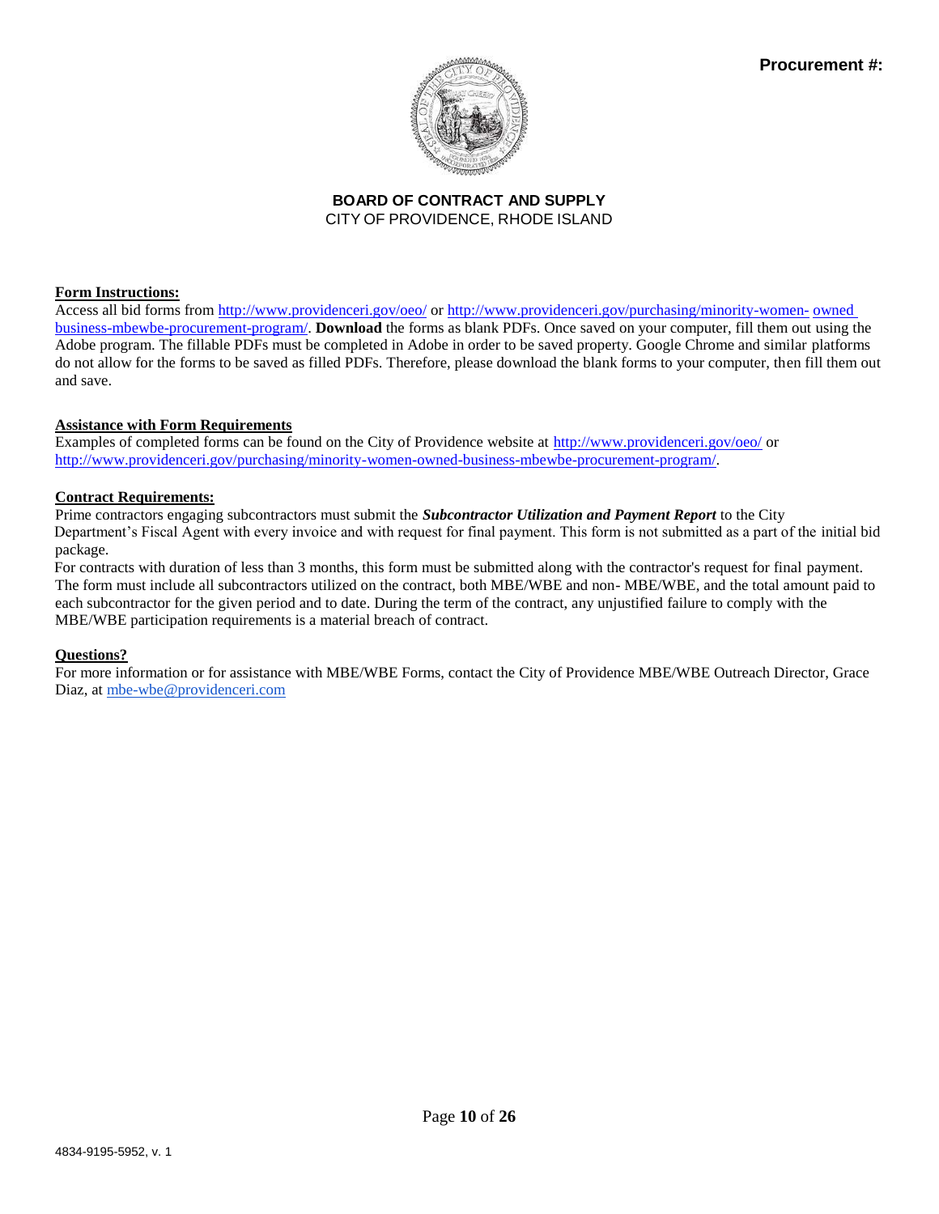**Procurement #:**

**BOARD OF CONTRACT AND SUPPLY**
CITY OF PROVIDENCE, RHODE ISLAND

**Form Instructions:**

Access all bid forms from http://www.providenceri.gov/oeo/ or http://www.providenceri.gov/purchasing/minority-women-owned-business-mbewbe-procurement-program/. **Download** the forms as blank PDFs. Once saved on your computer, fill them out using the Adobe program. The fillable PDFs must be completed in Adobe in order to be saved property. Google Chrome and similar platforms do not allow for the forms to be saved as filled PDFs. Therefore, please download the blank forms to your computer, then fill them out and save.

**Assistance with Form Requirements**

Examples of completed forms can be found on the City of Providence website at http://www.providenceri.gov/oeo/ or http://www.providenceri.gov/purchasing/minority-women-owned-business-mbewbe-procurement-program/.

**Contract Requirements:**

Prime contractors engaging subcontractors must submit the ***Subcontractor Utilization and Payment Report*** to the City Department's Fiscal Agent with every invoice and with request for final payment. This form is not submitted as a part of the initial bid package.

For contracts with duration of less than 3 months, this form must be submitted along with the contractor's request for final payment. The form must include all subcontractors utilized on the contract, both MBE/WBE and non- MBE/WBE, and the total amount paid to each subcontractor for the given period and to date. During the term of the contract, any unjustified failure to comply with the MBE/WBE participation requirements is a material breach of contract.

**Questions?**

For more information or for assistance with MBE/WBE Forms, contact the City of Providence MBE/WBE Outreach Director, Grace Diaz, at mbe-wbe@providenceri.com

4834-9195-5952, v. 1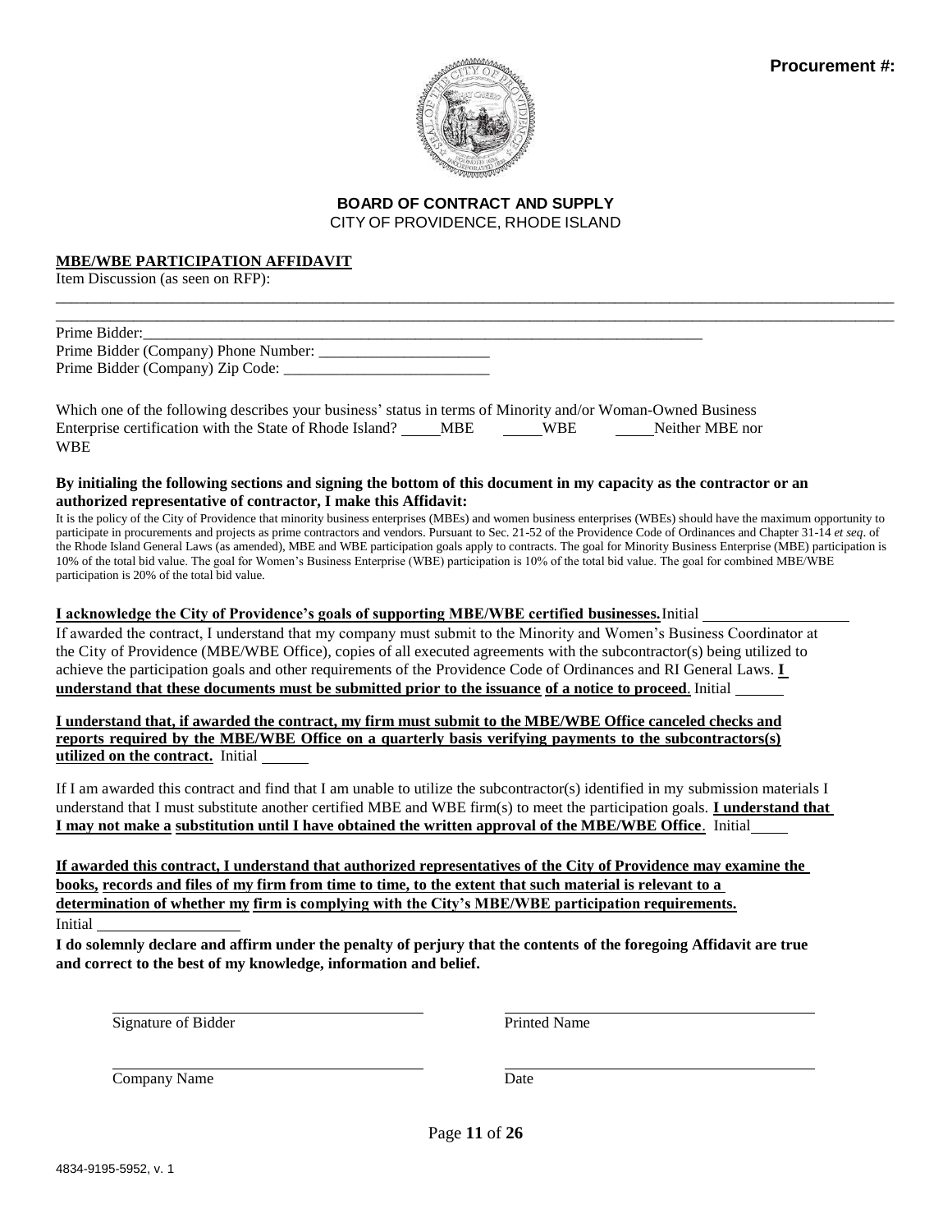**Procurement #:**

**BOARD OF CONTRACT AND SUPPLY**
CITY OF PROVIDENCE, RHODE ISLAND

**MBE/WBE PARTICIPATION AFFIDAVIT**

Item Discussion (as seen on RFP):

______________________________________________________________________________________________

______________________________________________________________________________________________

Prime Bidder:______________________________________________________________________________

Prime Bidder (Company) Phone Number: ______________________

Prime Bidder (Company) Zip Code: ___________________________

Which one of the following describes your business' status in terms of Minority and/or Woman-Owned Business Enterprise certification with the State of Rhode Island? _____MBE _____WBE _____Neither MBE nor WBE

**By initialing the following sections and signing the bottom of this document in my capacity as the contractor or an authorized representative of contractor, I make this Affidavit:**

It is the policy of the City of Providence that minority business enterprises (MBEs) and women business enterprises (WBEs) should have the maximum opportunity to participate in procurements and projects as prime contractors and vendors. Pursuant to Sec. 21-52 of the Providence Code of Ordinances and Chapter 31-14 *et seq*. of the Rhode Island General Laws (as amended), MBE and WBE participation goals apply to contracts. The goal for Minority Business Enterprise (MBE) participation is 10% of the total bid value. The goal for Women's Business Enterprise (WBE) participation is 10% of the total bid value. The goal for combined MBE/WBE participation is 20% of the total bid value.

**I acknowledge the City of Providence's goals of supporting MBE/WBE certified businesses.** Initial __________________

If awarded the contract, I understand that my company must submit to the Minority and Women's Business Coordinator at the City of Providence (MBE/WBE Office), copies of all executed agreements with the subcontractor(s) being utilized to achieve the participation goals and other requirements of the Providence Code of Ordinances and RI General Laws. **I understand that these documents must be submitted prior to the issuance of a notice to proceed**. Initial ______

**I understand that, if awarded the contract, my firm must submit to the MBE/WBE Office canceled checks and reports required by the MBE/WBE Office on a quarterly basis verifying payments to the subcontractors(s) utilized on the contract.** Initial ______

If I am awarded this contract and find that I am unable to utilize the subcontractor(s) identified in my submission materials I understand that I must substitute another certified MBE and WBE firm(s) to meet the participation goals. **I understand that I may not make a substitution until I have obtained the written approval of the MBE/WBE Office**. Initial_____

**If awarded this contract, I understand that authorized representatives of the City of Providence may examine the books, records and files of my firm from time to time, to the extent that such material is relevant to a determination of whether my firm is complying with the City's MBE/WBE participation requirements.**

Initial __________________

**I do solemnly declare and affirm under the penalty of perjury that the contents of the foregoing Affidavit are true and correct to the best of my knowledge, information and belief.**

| ______________________________ | ______________________________ |
|---|---|
| Signature of Bidder | Printed Name |
| ______________________________ | ______________________________ |
| Company Name | Date |

4834-9195-5952, v. 1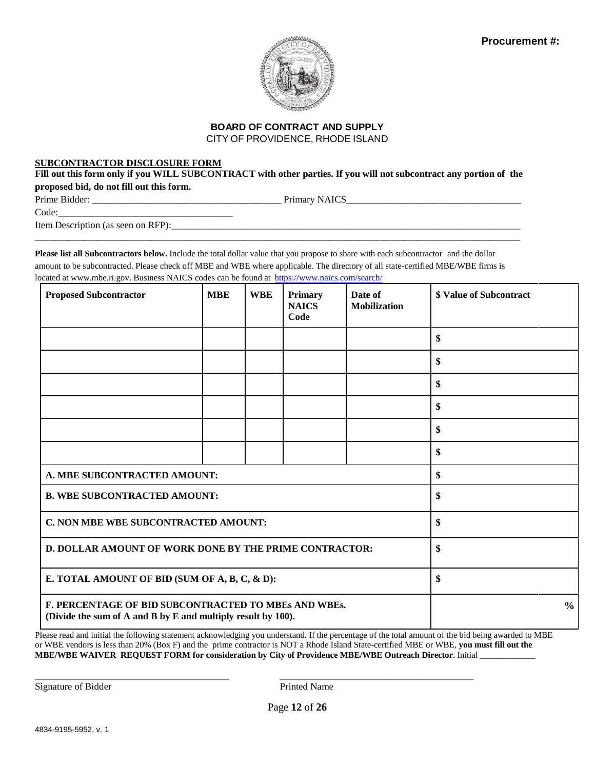**Procurement #:**

**BOARD OF CONTRACT AND SUPPLY**
CITY OF PROVIDENCE, RHODE ISLAND

**SUBCONTRACTOR DISCLOSURE FORM**

**Fill out this form only if you WILL SUBCONTRACT with other parties. If you will not subcontract any portion of the proposed bid, do not fill out this form.**

Prime Bidder: ______________________________________ Primary NAICS Code:___________________________________

Item Description (as seen on RFP):___________________________________________________________________________
_____________________________________________________________________________________________________

**Please list all Subcontractors below.** Include the total dollar value that you propose to share with each subcontractor and the dollar amount to be subcontracted. Please check off MBE and WBE where applicable. The directory of all state-certified MBE/WBE firms is located at www.mbe.ri.gov. Business NAICS codes can be found at https://www.naics.com/search/

| Proposed Subcontractor | MBE | WBE | Primary NAICS Code | Date of Mobilization | $ Value of Subcontract |
|---|---|---|---|---|---|
| | | | | | $ |
| | | | | | $ |
| | | | | | $ |
| | | | | | $ |
| | | | | | $ |
| | | | | | $ |
| **A. MBE SUBCONTRACTED AMOUNT:** | | | | | $ |
| **B. WBE SUBCONTRACTED AMOUNT:** | | | | | $ |
| **C. NON MBE WBE SUBCONTRACTED AMOUNT:** | | | | | $ |
| **D. DOLLAR AMOUNT OF WORK DONE BY THE PRIME CONTRACTOR:** | | | | | $ |
| **E. TOTAL AMOUNT OF BID (SUM OF A, B, C, & D):** | | | | | $ |
| **F. PERCENTAGE OF BID SUBCONTRACTED TO MBEs AND WBEs. (Divide the sum of A and B by E and multiply result by 100).** | | | | | % |

Please read and initial the following statement acknowledging you understand. If the percentage of the total amount of the bid being awarded to MBE or WBE vendors is less than 20% (Box F) and the prime contractor is NOT a Rhode Island State-certified MBE or WBE, **you must fill out the MBE/WBE WAIVER REQUEST FORM for consideration by City of Providence MBE/WBE Outreach Director**. Initial ____________

_______________________________________ &nbsp;&nbsp;&nbsp;&nbsp;&nbsp;&nbsp;&nbsp;&nbsp; _______________________________________

Signature of Bidder &nbsp;&nbsp;&nbsp;&nbsp;&nbsp;&nbsp;&nbsp;&nbsp;&nbsp;&nbsp;&nbsp;&nbsp;&nbsp;&nbsp;&nbsp;&nbsp;&nbsp;&nbsp;&nbsp;&nbsp;&nbsp;&nbsp;&nbsp;&nbsp;&nbsp;&nbsp;&nbsp;&nbsp;&nbsp;&nbsp;&nbsp;&nbsp; Printed Name

4834-9195-5952, v. 1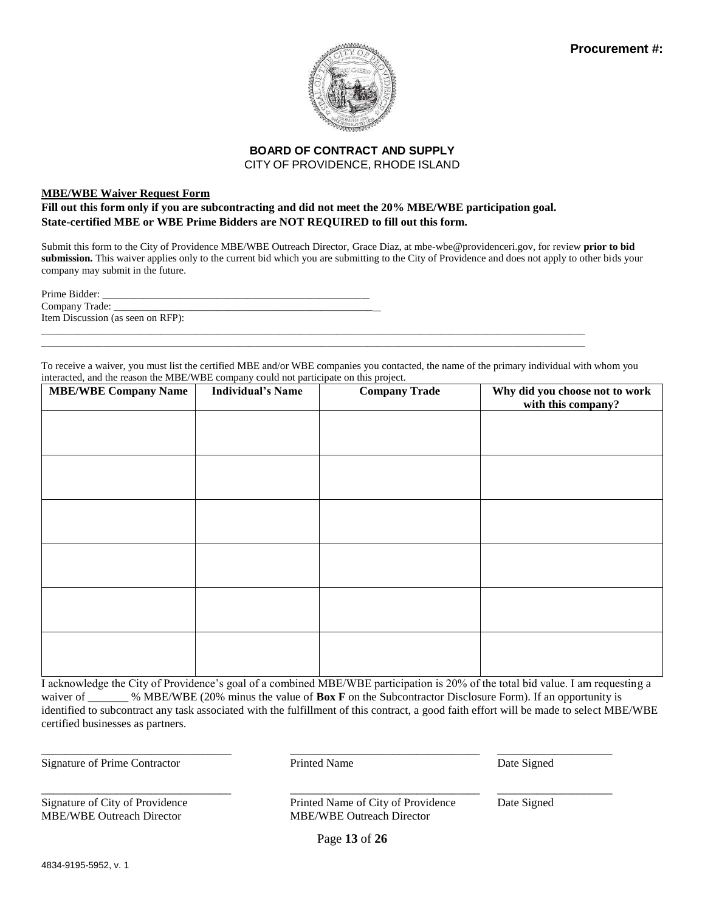**Procurement #:**

**BOARD OF CONTRACT AND SUPPLY**
CITY OF PROVIDENCE, RHODE ISLAND

**MBE/WBE Waiver Request Form**

**Fill out this form only if you are subcontracting and did not meet the 20% MBE/WBE participation goal. State-certified MBE or WBE Prime Bidders are NOT REQUIRED to fill out this form.**

Submit this form to the City of Providence MBE/WBE Outreach Director, Grace Diaz, at mbe-wbe@providenceri.gov, for review **prior to bid submission.** This waiver applies only to the current bid which you are submitting to the City of Providence and does not apply to other bids your company may submit in the future.

Prime Bidder: ______________________________________________________

Company Trade: ____________________________________________________

Item Discussion (as seen on RFP):

______________________________________________________________________________________________________

______________________________________________________________________________________________________

To receive a waiver, you must list the certified MBE and/or WBE companies you contacted, the name of the primary individual with whom you interacted, and the reason the MBE/WBE company could not participate on this project.

| MBE/WBE Company Name | Individual's Name | Company Trade | Why did you choose not to work with this company? |
|---|---|---|---|
| | | | |
| | | | |
| | | | |
| | | | |
| | | | |
| | | | |

I acknowledge the City of Providence's goal of a combined MBE/WBE participation is 20% of the total bid value. I am requesting a waiver of _______ % MBE/WBE (20% minus the value of **Box F** on the Subcontractor Disclosure Form). If an opportunity is identified to subcontract any task associated with the fulfillment of this contract, a good faith effort will be made to select MBE/WBE certified businesses as partners.

| | | |
|---|---|---|
| _________________________________ | _________________________________ | ____________________ |
| Signature of Prime Contractor | Printed Name | Date Signed |
| _________________________________ | _________________________________ | ____________________ |
| Signature of City of Providence MBE/WBE Outreach Director | Printed Name of City of Providence MBE/WBE Outreach Director | Date Signed |

4834-9195-5952, v. 1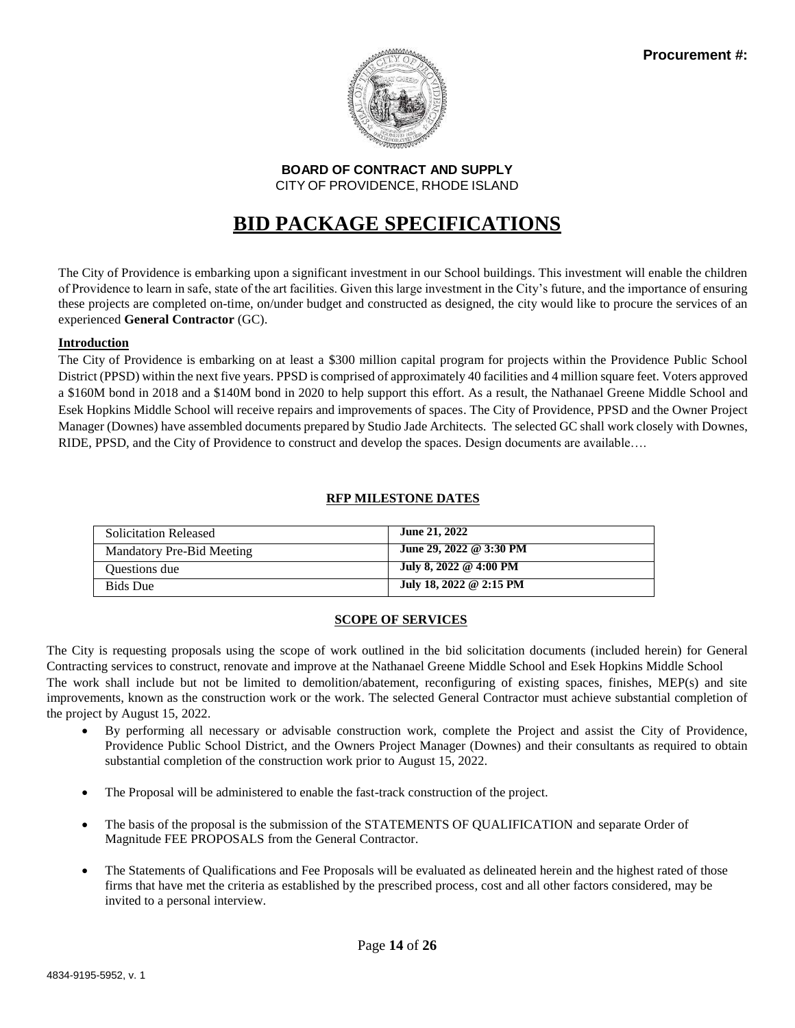**Procurement #:**

**BOARD OF CONTRACT AND SUPPLY**
CITY OF PROVIDENCE, RHODE ISLAND

# BID PACKAGE SPECIFICATIONS

The City of Providence is embarking upon a significant investment in our School buildings. This investment will enable the children of Providence to learn in safe, state of the art facilities. Given this large investment in the City's future, and the importance of ensuring these projects are completed on-time, on/under budget and constructed as designed, the city would like to procure the services of an experienced **General Contractor** (GC).

**Introduction**

The City of Providence is embarking on at least a $300 million capital program for projects within the Providence Public School District (PPSD) within the next five years. PPSD is comprised of approximately 40 facilities and 4 million square feet. Voters approved a $160M bond in 2018 and a $140M bond in 2020 to help support this effort. As a result, the Nathanael Greene Middle School and Esek Hopkins Middle School will receive repairs and improvements of spaces. The City of Providence, PPSD and the Owner Project Manager (Downes) have assembled documents prepared by Studio Jade Architects. The selected GC shall work closely with Downes, RIDE, PPSD, and the City of Providence to construct and develop the spaces. Design documents are available….

**RFP MILESTONE DATES**

| | |
|---|---|
| Solicitation Released | **June 21, 2022** |
| Mandatory Pre-Bid Meeting | **June 29, 2022 @ 3:30 PM** |
| Questions due | **July 8, 2022 @ 4:00 PM** |
| Bids Due | **July 18, 2022 @ 2:15 PM** |

**SCOPE OF SERVICES**

The City is requesting proposals using the scope of work outlined in the bid solicitation documents (included herein) for General Contracting services to construct, renovate and improve at the Nathanael Greene Middle School and Esek Hopkins Middle School
The work shall include but not be limited to demolition/abatement, reconfiguring of existing spaces, finishes, MEP(s) and site improvements, known as the construction work or the work. The selected General Contractor must achieve substantial completion of the project by August 15, 2022.

- By performing all necessary or advisable construction work, complete the Project and assist the City of Providence, Providence Public School District, and the Owners Project Manager (Downes) and their consultants as required to obtain substantial completion of the construction work prior to August 15, 2022.
- The Proposal will be administered to enable the fast-track construction of the project.
- The basis of the proposal is the submission of the STATEMENTS OF QUALIFICATION and separate Order of Magnitude FEE PROPOSALS from the General Contractor.
- The Statements of Qualifications and Fee Proposals will be evaluated as delineated herein and the highest rated of those firms that have met the criteria as established by the prescribed process, cost and all other factors considered, may be invited to a personal interview.

4834-9195-5952, v. 1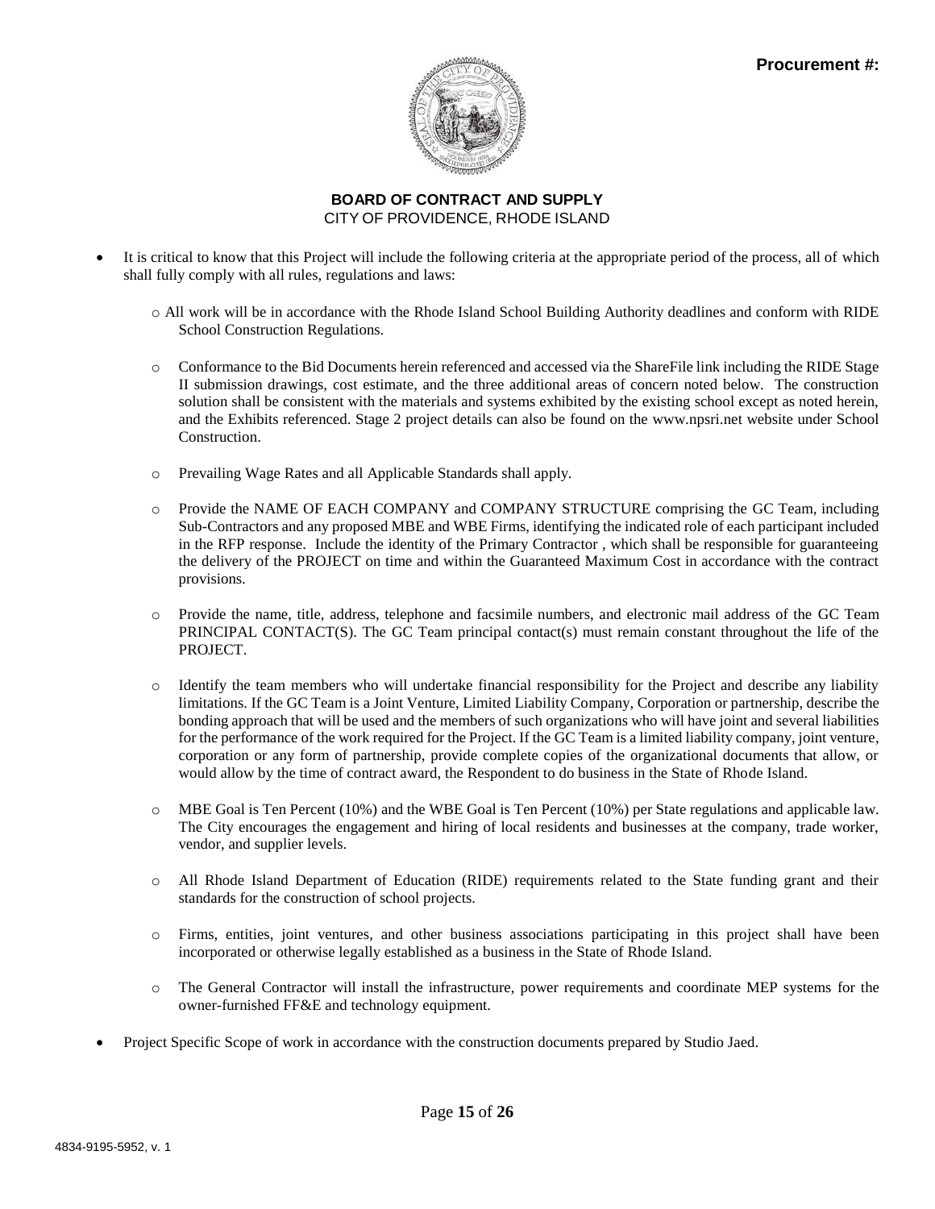**Procurement #:**

**BOARD OF CONTRACT AND SUPPLY**
CITY OF PROVIDENCE, RHODE ISLAND

- It is critical to know that this Project will include the following criteria at the appropriate period of the process, all of which shall fully comply with all rules, regulations and laws:
  - All work will be in accordance with the Rhode Island School Building Authority deadlines and conform with RIDE School Construction Regulations.
  - Conformance to the Bid Documents herein referenced and accessed via the ShareFile link including the RIDE Stage II submission drawings, cost estimate, and the three additional areas of concern noted below. The construction solution shall be consistent with the materials and systems exhibited by the existing school except as noted herein, and the Exhibits referenced. Stage 2 project details can also be found on the www.npsri.net website under School Construction.
  - Prevailing Wage Rates and all Applicable Standards shall apply.
  - Provide the NAME OF EACH COMPANY and COMPANY STRUCTURE comprising the GC Team, including Sub-Contractors and any proposed MBE and WBE Firms, identifying the indicated role of each participant included in the RFP response. Include the identity of the Primary Contractor , which shall be responsible for guaranteeing the delivery of the PROJECT on time and within the Guaranteed Maximum Cost in accordance with the contract provisions.
  - Provide the name, title, address, telephone and facsimile numbers, and electronic mail address of the GC Team PRINCIPAL CONTACT(S). The GC Team principal contact(s) must remain constant throughout the life of the PROJECT.
  - Identify the team members who will undertake financial responsibility for the Project and describe any liability limitations. If the GC Team is a Joint Venture, Limited Liability Company, Corporation or partnership, describe the bonding approach that will be used and the members of such organizations who will have joint and several liabilities for the performance of the work required for the Project. If the GC Team is a limited liability company, joint venture, corporation or any form of partnership, provide complete copies of the organizational documents that allow, or would allow by the time of contract award, the Respondent to do business in the State of Rhode Island.
  - MBE Goal is Ten Percent (10%) and the WBE Goal is Ten Percent (10%) per State regulations and applicable law. The City encourages the engagement and hiring of local residents and businesses at the company, trade worker, vendor, and supplier levels.
  - All Rhode Island Department of Education (RIDE) requirements related to the State funding grant and their standards for the construction of school projects.
  - Firms, entities, joint ventures, and other business associations participating in this project shall have been incorporated or otherwise legally established as a business in the State of Rhode Island.
  - The General Contractor will install the infrastructure, power requirements and coordinate MEP systems for the owner-furnished FF&E and technology equipment.
- Project Specific Scope of work in accordance with the construction documents prepared by Studio Jaed.

4834-9195-5952, v. 1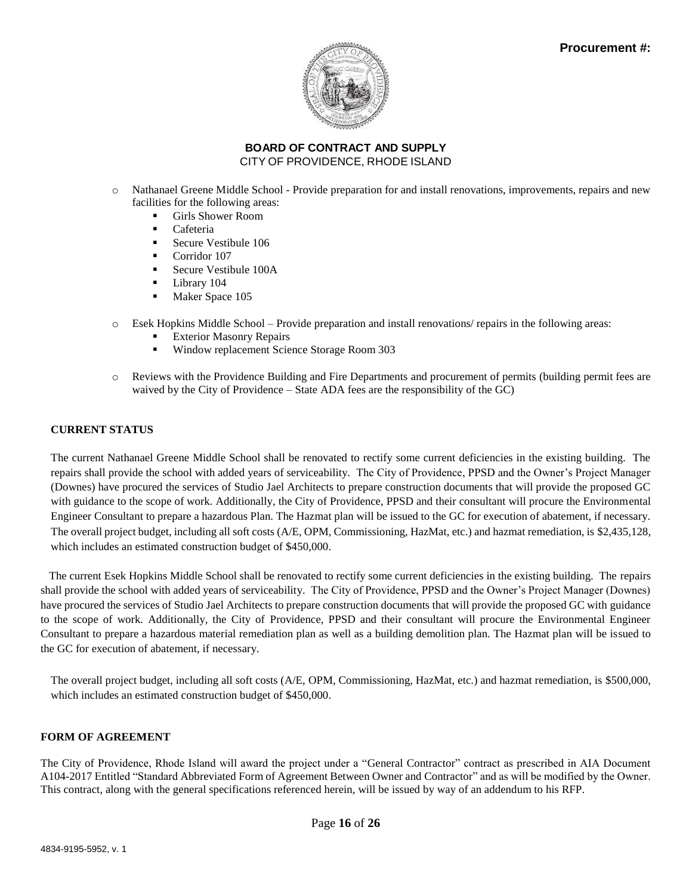**Procurement #:**

**BOARD OF CONTRACT AND SUPPLY**
CITY OF PROVIDENCE, RHODE ISLAND

- Nathanael Greene Middle School - Provide preparation for and install renovations, improvements, repairs and new facilities for the following areas:
  - Girls Shower Room
  - Cafeteria
  - Secure Vestibule 106
  - Corridor 107
  - Secure Vestibule 100A
  - Library 104
  - Maker Space 105
- Esek Hopkins Middle School – Provide preparation and install renovations/ repairs in the following areas:
  - Exterior Masonry Repairs
  - Window replacement Science Storage Room 303
- Reviews with the Providence Building and Fire Departments and procurement of permits (building permit fees are waived by the City of Providence – State ADA fees are the responsibility of the GC)

**CURRENT STATUS**

The current Nathanael Greene Middle School shall be renovated to rectify some current deficiencies in the existing building. The repairs shall provide the school with added years of serviceability. The City of Providence, PPSD and the Owner's Project Manager (Downes) have procured the services of Studio Jael Architects to prepare construction documents that will provide the proposed GC with guidance to the scope of work. Additionally, the City of Providence, PPSD and their consultant will procure the Environmental Engineer Consultant to prepare a hazardous Plan. The Hazmat plan will be issued to the GC for execution of abatement, if necessary. The overall project budget, including all soft costs (A/E, OPM, Commissioning, HazMat, etc.) and hazmat remediation, is $2,435,128, which includes an estimated construction budget of $450,000.

The current Esek Hopkins Middle School shall be renovated to rectify some current deficiencies in the existing building. The repairs shall provide the school with added years of serviceability. The City of Providence, PPSD and the Owner's Project Manager (Downes) have procured the services of Studio Jael Architects to prepare construction documents that will provide the proposed GC with guidance to the scope of work. Additionally, the City of Providence, PPSD and their consultant will procure the Environmental Engineer Consultant to prepare a hazardous material remediation plan as well as a building demolition plan. The Hazmat plan will be issued to the GC for execution of abatement, if necessary.

The overall project budget, including all soft costs (A/E, OPM, Commissioning, HazMat, etc.) and hazmat remediation, is $500,000, which includes an estimated construction budget of $450,000.

**FORM OF AGREEMENT**

The City of Providence, Rhode Island will award the project under a "General Contractor" contract as prescribed in AIA Document A104-2017 Entitled "Standard Abbreviated Form of Agreement Between Owner and Contractor" and as will be modified by the Owner. This contract, along with the general specifications referenced herein, will be issued by way of an addendum to his RFP.

4834-9195-5952, v. 1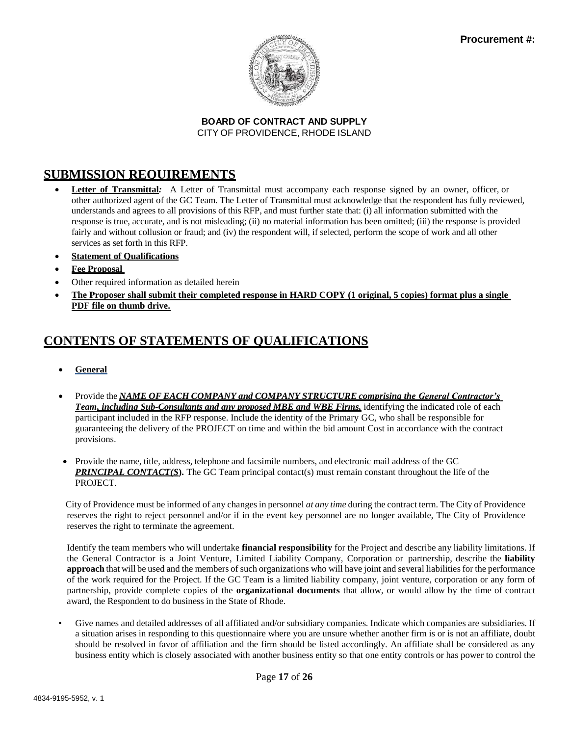**Procurement #:**

**BOARD OF CONTRACT AND SUPPLY**
CITY OF PROVIDENCE, RHODE ISLAND

## SUBMISSION REQUIREMENTS

- **Letter of Transmittal*:*** A Letter of Transmittal must accompany each response signed by an owner, officer, or other authorized agent of the GC Team. The Letter of Transmittal must acknowledge that the respondent has fully reviewed, understands and agrees to all provisions of this RFP, and must further state that: (i) all information submitted with the response is true, accurate, and is not misleading; (ii) no material information has been omitted; (iii) the response is provided fairly and without collusion or fraud; and (iv) the respondent will, if selected, perform the scope of work and all other services as set forth in this RFP.
- **Statement of Qualifications**
- **Fee Proposal**
- Other required information as detailed herein
- **The Proposer shall submit their completed response in HARD COPY (1 original, 5 copies) format plus a single PDF file on thumb drive.**

## CONTENTS OF STATEMENTS OF QUALIFICATIONS

- **General**

- Provide the ***NAME OF EACH COMPANY and COMPANY STRUCTURE comprising the General Contractor's Team, including Sub-Consultants and any proposed MBE and WBE Firms,*** identifying the indicated role of each participant included in the RFP response. Include the identity of the Primary GC, who shall be responsible for guaranteeing the delivery of the PROJECT on time and within the bid amount Cost in accordance with the contract provisions.

- Provide the name, title, address, telephone and facsimile numbers, and electronic mail address of the GC ***PRINCIPAL CONTACT(S*).** The GC Team principal contact(s) must remain constant throughout the life of the PROJECT.

City of Providence must be informed of any changes in personnel *at any time* during the contract term. The City of Providence reserves the right to reject personnel and/or if in the event key personnel are no longer available, The City of Providence reserves the right to terminate the agreement.

Identify the team members who will undertake **financial responsibility** for the Project and describe any liability limitations. If the General Contractor is a Joint Venture, Limited Liability Company, Corporation or partnership, describe the **liability approach** that will be used and the members of such organizations who will have joint and several liabilities for the performance of the work required for the Project. If the GC Team is a limited liability company, joint venture, corporation or any form of partnership, provide complete copies of the **organizational documents** that allow, or would allow by the time of contract award, the Respondent to do business in the State of Rhode.

- Give names and detailed addresses of all affiliated and/or subsidiary companies. Indicate which companies are subsidiaries. If a situation arises in responding to this questionnaire where you are unsure whether another firm is or is not an affiliate, doubt should be resolved in favor of affiliation and the firm should be listed accordingly. An affiliate shall be considered as any business entity which is closely associated with another business entity so that one entity controls or has power to control the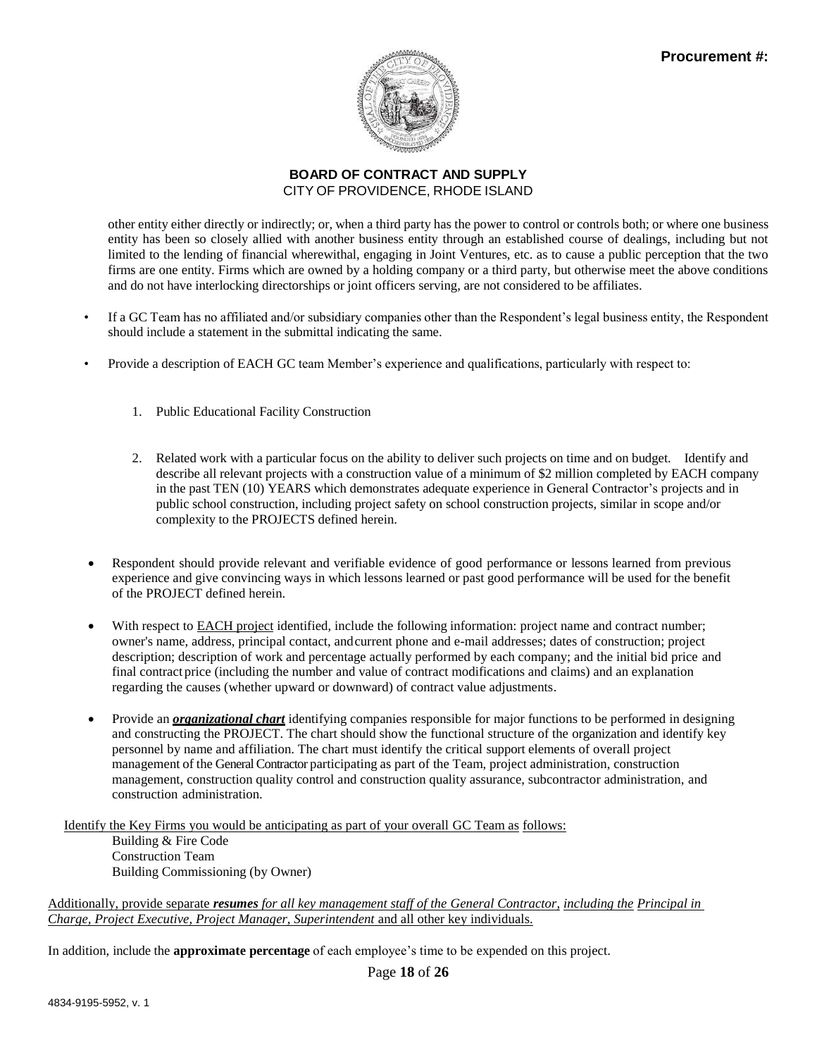other entity either directly or indirectly; or, when a third party has the power to control or controls both; or where one business entity has been so closely allied with another business entity through an established course of dealings, including but not limited to the lending of financial wherewithal, engaging in Joint Ventures, etc. as to cause a public perception that the two firms are one entity. Firms which are owned by a holding company or a third party, but otherwise meet the above conditions and do not have interlocking directorships or joint officers serving, are not considered to be affiliates.

- If a GC Team has no affiliated and/or subsidiary companies other than the Respondent's legal business entity, the Respondent should include a statement in the submittal indicating the same.

- Provide a description of EACH GC team Member's experience and qualifications, particularly with respect to:

    1. Public Educational Facility Construction

    2. Related work with a particular focus on the ability to deliver such projects on time and on budget. Identify and describe all relevant projects with a construction value of a minimum of $2 million completed by EACH company in the past TEN (10) YEARS which demonstrates adequate experience in General Contractor's projects and in public school construction, including project safety on school construction projects, similar in scope and/or complexity to the PROJECTS defined herein.

- Respondent should provide relevant and verifiable evidence of good performance or lessons learned from previous experience and give convincing ways in which lessons learned or past good performance will be used for the benefit of the PROJECT defined herein.

- With respect to EACH project identified, include the following information: project name and contract number; owner's name, address, principal contact, and current phone and e-mail addresses; dates of construction; project description; description of work and percentage actually performed by each company; and the initial bid price and final contract price (including the number and value of contract modifications and claims) and an explanation regarding the causes (whether upward or downward) of contract value adjustments.

- Provide an ***organizational chart*** identifying companies responsible for major functions to be performed in designing and constructing the PROJECT. The chart should show the functional structure of the organization and identify key personnel by name and affiliation. The chart must identify the critical support elements of overall project management of the General Contractor participating as part of the Team, project administration, construction management, construction quality control and construction quality assurance, subcontractor administration, and construction administration.

Identify the Key Firms you would be anticipating as part of your overall GC Team as follows:

Building & Fire Code
Construction Team
Building Commissioning (by Owner)

Additionally, provide separate ***resumes*** *for all key management staff of the General Contractor, including the Principal in Charge, Project Executive, Project Manager, Superintendent* and all other key individuals.

In addition, include the **approximate percentage** of each employee's time to be expended on this project.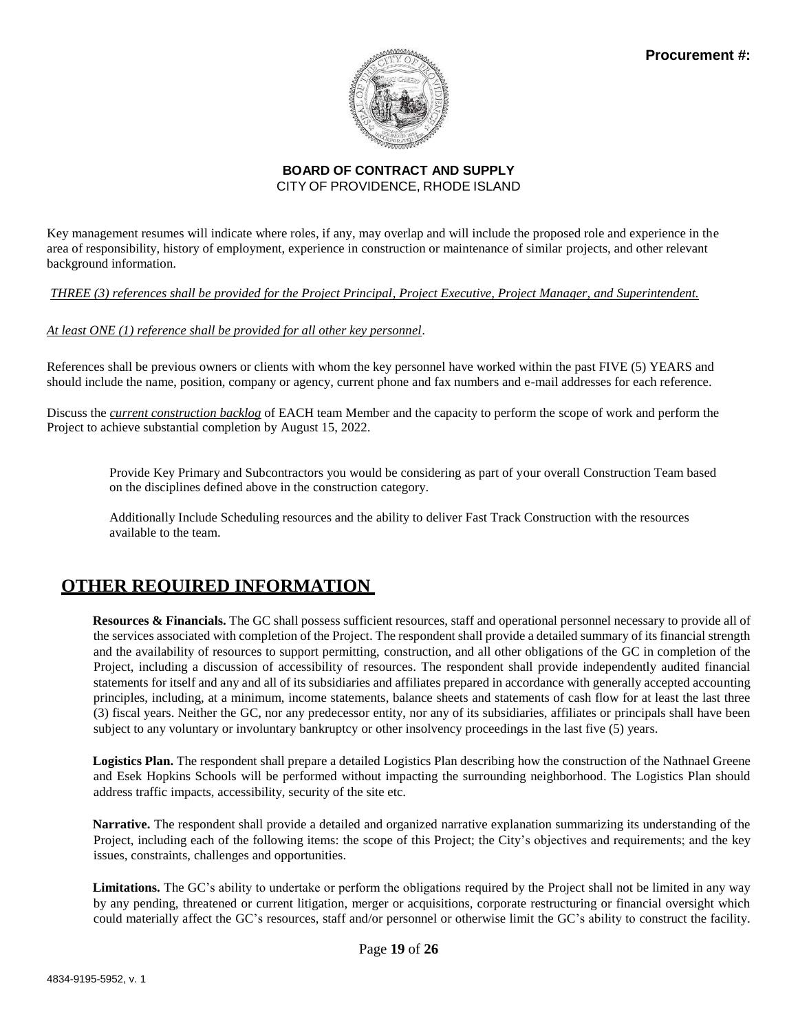Key management resumes will indicate where roles, if any, may overlap and will include the proposed role and experience in the area of responsibility, history of employment, experience in construction or maintenance of similar projects, and other relevant background information.

*THREE (3) references shall be provided for the Project Principal, Project Executive, Project Manager, and Superintendent.*

*At least ONE (1) reference shall be provided for all other key personnel*.

References shall be previous owners or clients with whom the key personnel have worked within the past FIVE (5) YEARS and should include the name, position, company or agency, current phone and fax numbers and e-mail addresses for each reference.

Discuss the ***current construction backlog*** of EACH team Member and the capacity to perform the scope of work and perform the Project to achieve substantial completion by August 15, 2022.

Provide Key Primary and Subcontractors you would be considering as part of your overall Construction Team based on the disciplines defined above in the construction category.

Additionally Include Scheduling resources and the ability to deliver Fast Track Construction with the resources available to the team.

## OTHER REQUIRED INFORMATION

**Resources & Financials.** The GC shall possess sufficient resources, staff and operational personnel necessary to provide all of the services associated with completion of the Project. The respondent shall provide a detailed summary of its financial strength and the availability of resources to support permitting, construction, and all other obligations of the GC in completion of the Project, including a discussion of accessibility of resources. The respondent shall provide independently audited financial statements for itself and any and all of its subsidiaries and affiliates prepared in accordance with generally accepted accounting principles, including, at a minimum, income statements, balance sheets and statements of cash flow for at least the last three (3) fiscal years. Neither the GC, nor any predecessor entity, nor any of its subsidiaries, affiliates or principals shall have been subject to any voluntary or involuntary bankruptcy or other insolvency proceedings in the last five (5) years.

**Logistics Plan.** The respondent shall prepare a detailed Logistics Plan describing how the construction of the Nathnael Greene and Esek Hopkins Schools will be performed without impacting the surrounding neighborhood. The Logistics Plan should address traffic impacts, accessibility, security of the site etc.

**Narrative.** The respondent shall provide a detailed and organized narrative explanation summarizing its understanding of the Project, including each of the following items: the scope of this Project; the City's objectives and requirements; and the key issues, constraints, challenges and opportunities.

**Limitations.** The GC's ability to undertake or perform the obligations required by the Project shall not be limited in any way by any pending, threatened or current litigation, merger or acquisitions, corporate restructuring or financial oversight which could materially affect the GC's resources, staff and/or personnel or otherwise limit the GC's ability to construct the facility.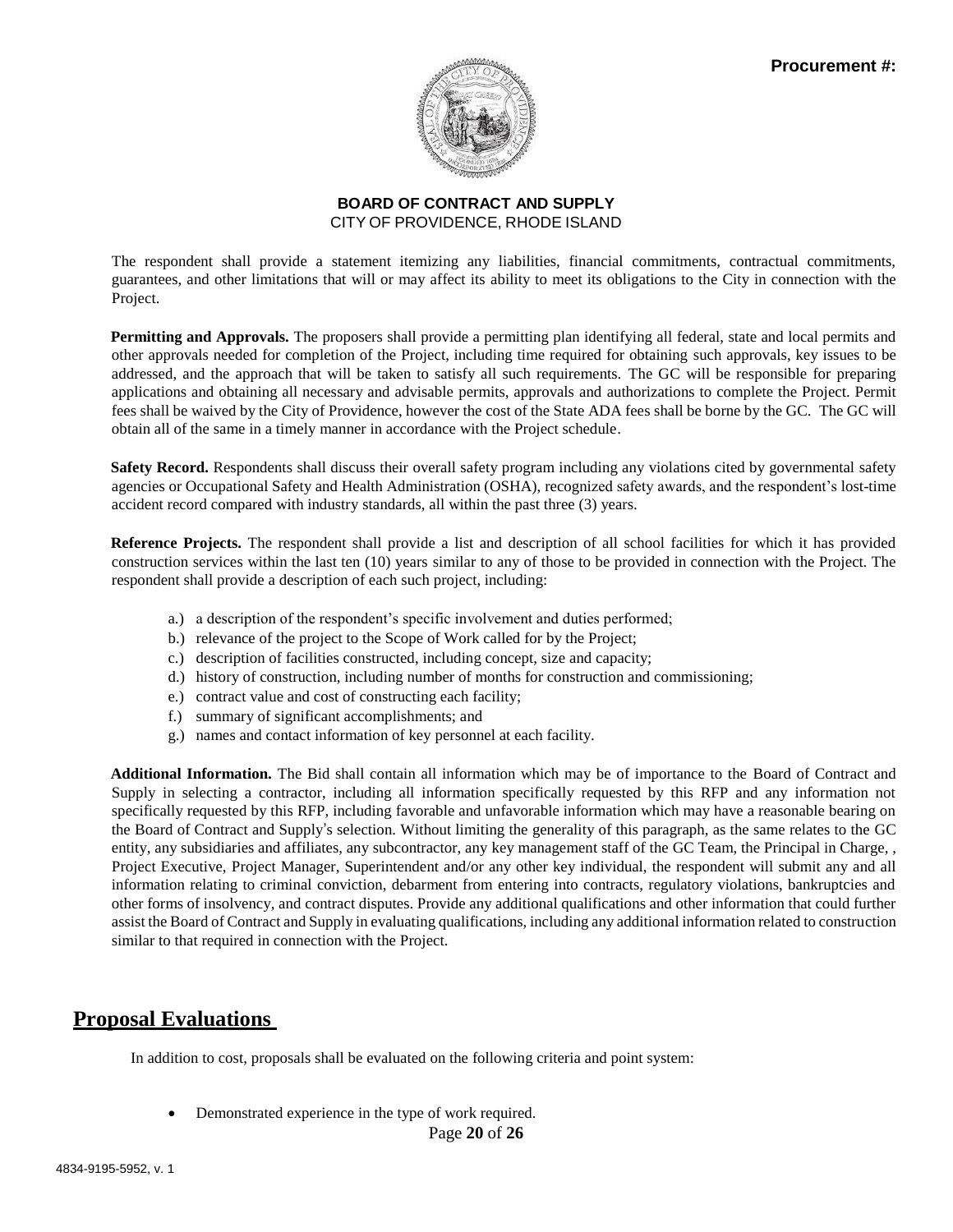The respondent shall provide a statement itemizing any liabilities, financial commitments, contractual commitments, guarantees, and other limitations that will or may affect its ability to meet its obligations to the City in connection with the Project.

**Permitting and Approvals.** The proposers shall provide a permitting plan identifying all federal, state and local permits and other approvals needed for completion of the Project, including time required for obtaining such approvals, key issues to be addressed, and the approach that will be taken to satisfy all such requirements. The GC will be responsible for preparing applications and obtaining all necessary and advisable permits, approvals and authorizations to complete the Project. Permit fees shall be waived by the City of Providence, however the cost of the State ADA fees shall be borne by the GC. The GC will obtain all of the same in a timely manner in accordance with the Project schedule.

**Safety Record.** Respondents shall discuss their overall safety program including any violations cited by governmental safety agencies or Occupational Safety and Health Administration (OSHA), recognized safety awards, and the respondent's lost-time accident record compared with industry standards, all within the past three (3) years.

**Reference Projects.** The respondent shall provide a list and description of all school facilities for which it has provided construction services within the last ten (10) years similar to any of those to be provided in connection with the Project. The respondent shall provide a description of each such project, including:

a.) a description of the respondent's specific involvement and duties performed;
b.) relevance of the project to the Scope of Work called for by the Project;
c.) description of facilities constructed, including concept, size and capacity;
d.) history of construction, including number of months for construction and commissioning;
e.) contract value and cost of constructing each facility;
f.) summary of significant accomplishments; and
g.) names and contact information of key personnel at each facility.

**Additional Information.** The Bid shall contain all information which may be of importance to the Board of Contract and Supply in selecting a contractor, including all information specifically requested by this RFP and any information not specifically requested by this RFP, including favorable and unfavorable information which may have a reasonable bearing on the Board of Contract and Supply's selection. Without limiting the generality of this paragraph, as the same relates to the GC entity, any subsidiaries and affiliates, any subcontractor, any key management staff of the GC Team, the Principal in Charge, , Project Executive, Project Manager, Superintendent and/or any other key individual, the respondent will submit any and all information relating to criminal conviction, debarment from entering into contracts, regulatory violations, bankruptcies and other forms of insolvency, and contract disputes. Provide any additional qualifications and other information that could further assist the Board of Contract and Supply in evaluating qualifications, including any additional information related to construction similar to that required in connection with the Project.

## Proposal Evaluations

In addition to cost, proposals shall be evaluated on the following criteria and point system:

- Demonstrated experience in the type of work required.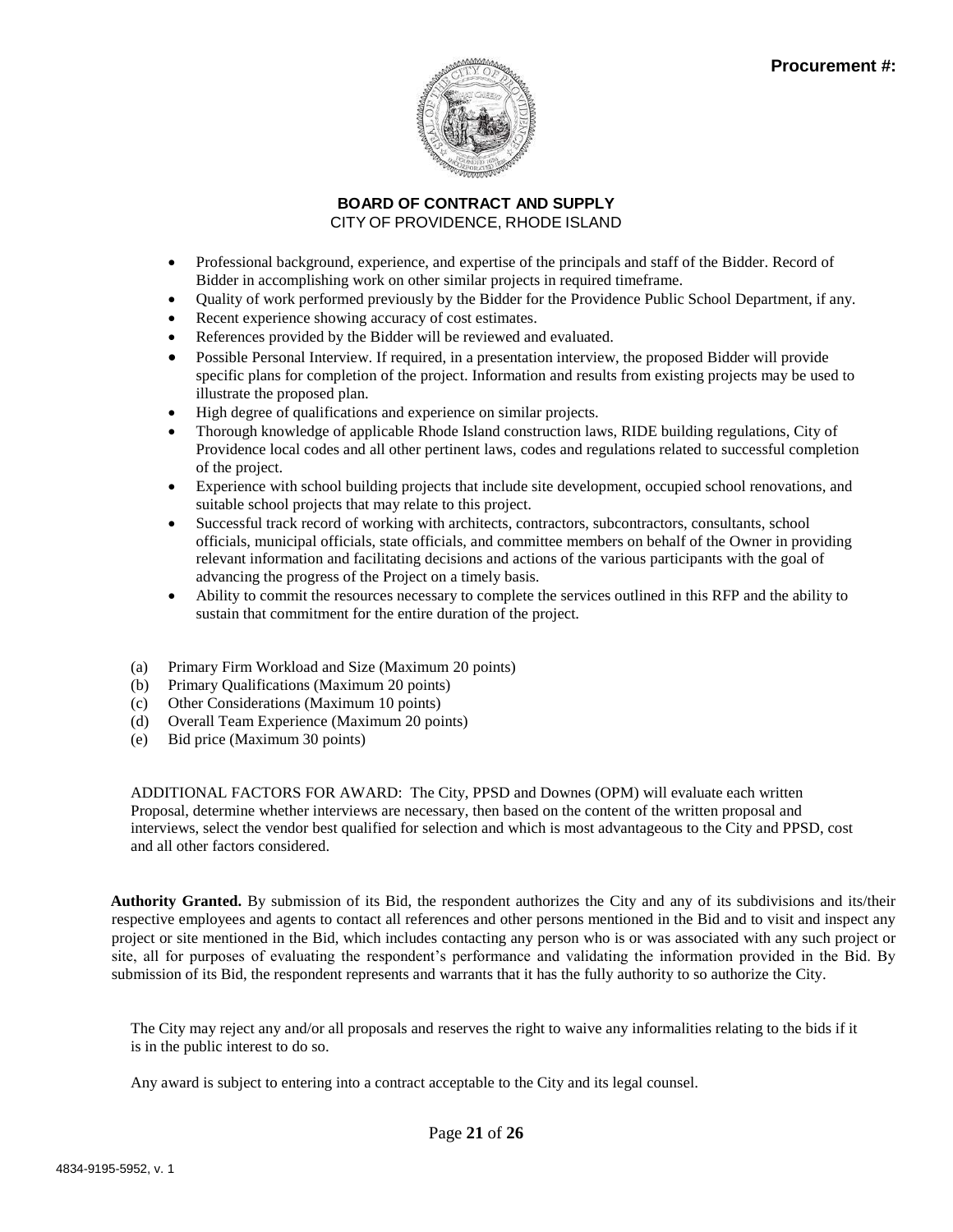- Professional background, experience, and expertise of the principals and staff of the Bidder. Record of Bidder in accomplishing work on other similar projects in required timeframe.
- Quality of work performed previously by the Bidder for the Providence Public School Department, if any.
- Recent experience showing accuracy of cost estimates.
- References provided by the Bidder will be reviewed and evaluated.
- Possible Personal Interview. If required, in a presentation interview, the proposed Bidder will provide specific plans for completion of the project. Information and results from existing projects may be used to illustrate the proposed plan.
- High degree of qualifications and experience on similar projects.
- Thorough knowledge of applicable Rhode Island construction laws, RIDE building regulations, City of Providence local codes and all other pertinent laws, codes and regulations related to successful completion of the project.
- Experience with school building projects that include site development, occupied school renovations, and suitable school projects that may relate to this project.
- Successful track record of working with architects, contractors, subcontractors, consultants, school officials, municipal officials, state officials, and committee members on behalf of the Owner in providing relevant information and facilitating decisions and actions of the various participants with the goal of advancing the progress of the Project on a timely basis.
- Ability to commit the resources necessary to complete the services outlined in this RFP and the ability to sustain that commitment for the entire duration of the project.

(a) Primary Firm Workload and Size (Maximum 20 points)
(b) Primary Qualifications (Maximum 20 points)
(c) Other Considerations (Maximum 10 points)
(d) Overall Team Experience (Maximum 20 points)
(e) Bid price (Maximum 30 points)

ADDITIONAL FACTORS FOR AWARD: The City, PPSD and Downes (OPM) will evaluate each written Proposal, determine whether interviews are necessary, then based on the content of the written proposal and interviews, select the vendor best qualified for selection and which is most advantageous to the City and PPSD, cost and all other factors considered.

**Authority Granted.** By submission of its Bid, the respondent authorizes the City and any of its subdivisions and its/their respective employees and agents to contact all references and other persons mentioned in the Bid and to visit and inspect any project or site mentioned in the Bid, which includes contacting any person who is or was associated with any such project or site, all for purposes of evaluating the respondent's performance and validating the information provided in the Bid. By submission of its Bid, the respondent represents and warrants that it has the fully authority to so authorize the City.

The City may reject any and/or all proposals and reserves the right to waive any informalities relating to the bids if it is in the public interest to do so.

Any award is subject to entering into a contract acceptable to the City and its legal counsel.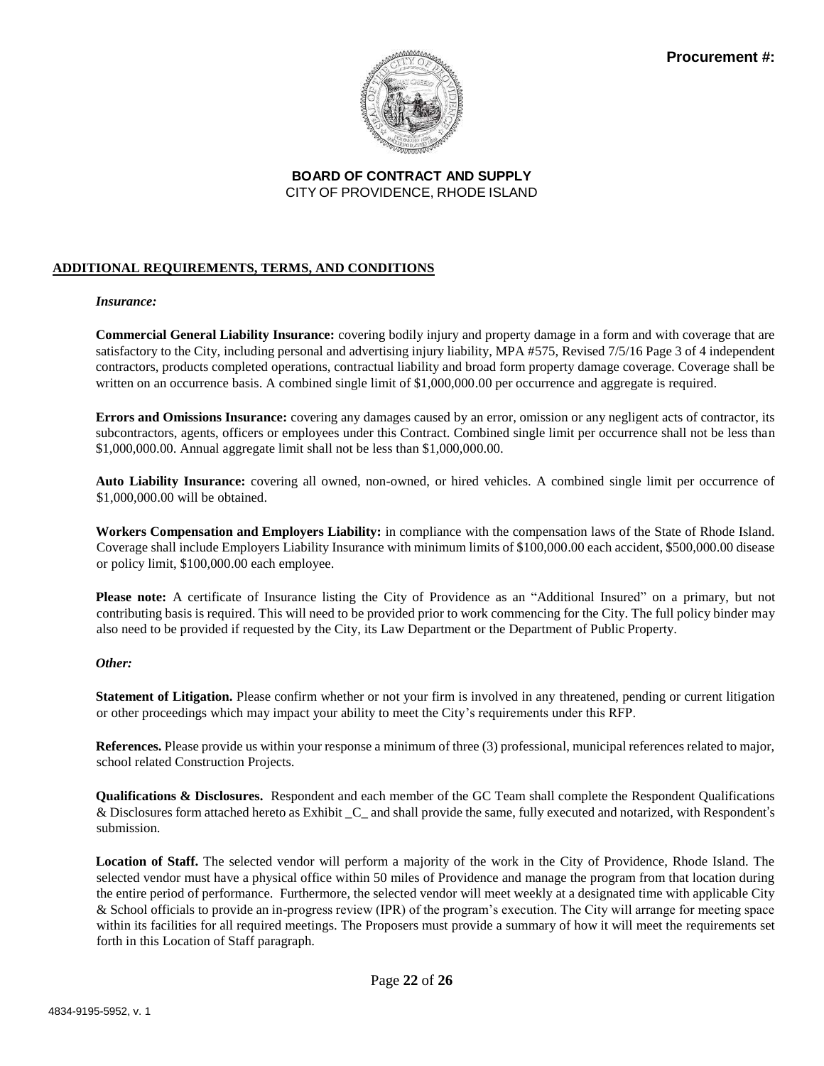**Procurement #:**

**BOARD OF CONTRACT AND SUPPLY**
CITY OF PROVIDENCE, RHODE ISLAND

## ADDITIONAL REQUIREMENTS, TERMS, AND CONDITIONS

*Insurance:*

**Commercial General Liability Insurance:** covering bodily injury and property damage in a form and with coverage that are satisfactory to the City, including personal and advertising injury liability, MPA #575, Revised 7/5/16 Page 3 of 4 independent contractors, products completed operations, contractual liability and broad form property damage coverage. Coverage shall be written on an occurrence basis. A combined single limit of $1,000,000.00 per occurrence and aggregate is required.

**Errors and Omissions Insurance:** covering any damages caused by an error, omission or any negligent acts of contractor, its subcontractors, agents, officers or employees under this Contract. Combined single limit per occurrence shall not be less than $1,000,000.00. Annual aggregate limit shall not be less than $1,000,000.00.

**Auto Liability Insurance:** covering all owned, non-owned, or hired vehicles. A combined single limit per occurrence of $1,000,000.00 will be obtained.

**Workers Compensation and Employers Liability:** in compliance with the compensation laws of the State of Rhode Island. Coverage shall include Employers Liability Insurance with minimum limits of $100,000.00 each accident, $500,000.00 disease or policy limit, $100,000.00 each employee.

**Please note:** A certificate of Insurance listing the City of Providence as an "Additional Insured" on a primary, but not contributing basis is required. This will need to be provided prior to work commencing for the City. The full policy binder may also need to be provided if requested by the City, its Law Department or the Department of Public Property.

*Other:*

**Statement of Litigation.** Please confirm whether or not your firm is involved in any threatened, pending or current litigation or other proceedings which may impact your ability to meet the City's requirements under this RFP.

**References.** Please provide us within your response a minimum of three (3) professional, municipal references related to major, school related Construction Projects.

**Qualifications & Disclosures.** Respondent and each member of the GC Team shall complete the Respondent Qualifications & Disclosures form attached hereto as Exhibit _C_ and shall provide the same, fully executed and notarized, with Respondent's submission.

**Location of Staff.** The selected vendor will perform a majority of the work in the City of Providence, Rhode Island. The selected vendor must have a physical office within 50 miles of Providence and manage the program from that location during the entire period of performance. Furthermore, the selected vendor will meet weekly at a designated time with applicable City & School officials to provide an in-progress review (IPR) of the program's execution. The City will arrange for meeting space within its facilities for all required meetings. The Proposers must provide a summary of how it will meet the requirements set forth in this Location of Staff paragraph.

4834-9195-5952, v. 1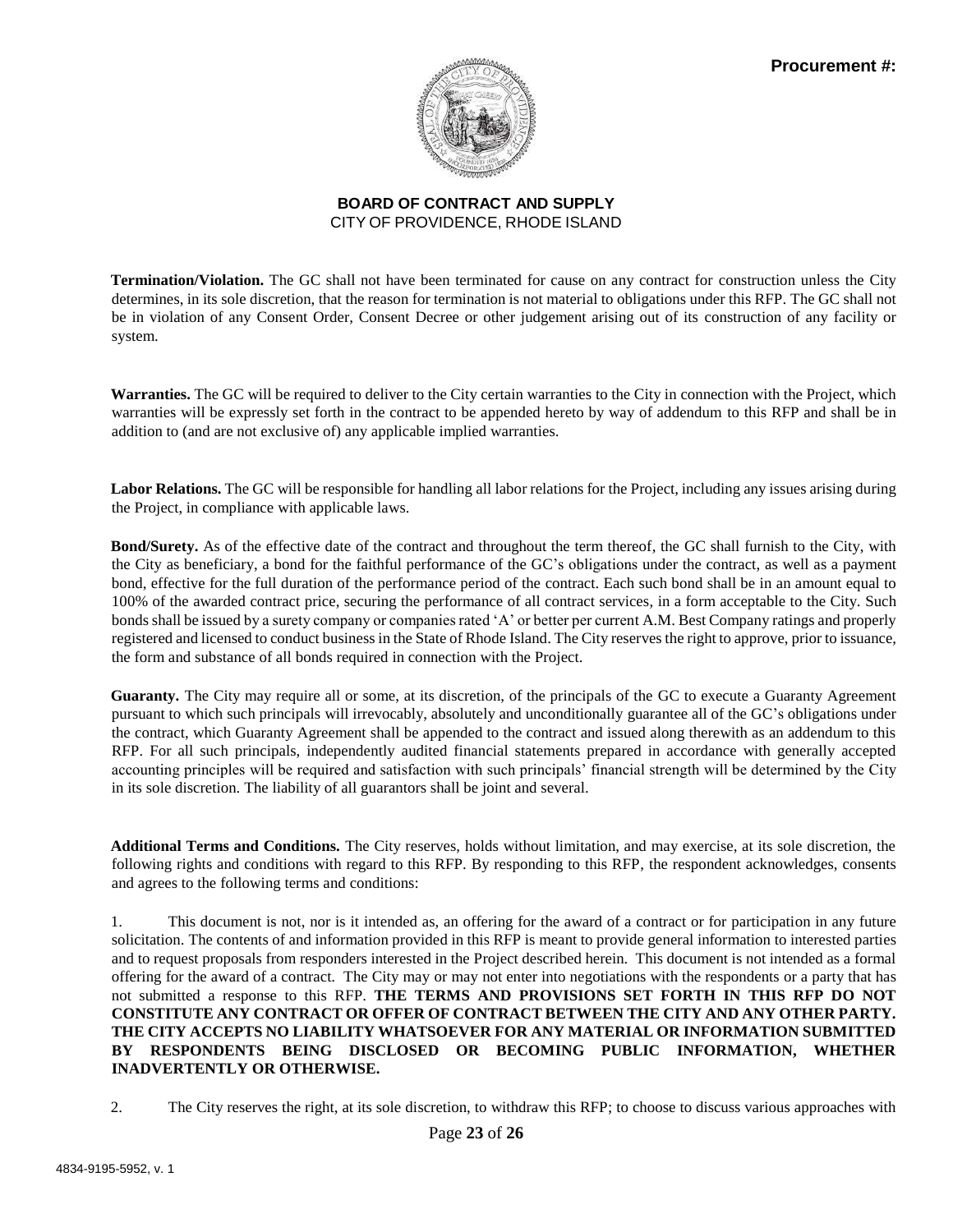**Termination/Violation.** The GC shall not have been terminated for cause on any contract for construction unless the City determines, in its sole discretion, that the reason for termination is not material to obligations under this RFP. The GC shall not be in violation of any Consent Order, Consent Decree or other judgement arising out of its construction of any facility or system.

**Warranties.** The GC will be required to deliver to the City certain warranties to the City in connection with the Project, which warranties will be expressly set forth in the contract to be appended hereto by way of addendum to this RFP and shall be in addition to (and are not exclusive of) any applicable implied warranties.

**Labor Relations.** The GC will be responsible for handling all labor relations for the Project, including any issues arising during the Project, in compliance with applicable laws.

**Bond/Surety.** As of the effective date of the contract and throughout the term thereof, the GC shall furnish to the City, with the City as beneficiary, a bond for the faithful performance of the GC's obligations under the contract, as well as a payment bond, effective for the full duration of the performance period of the contract. Each such bond shall be in an amount equal to 100% of the awarded contract price, securing the performance of all contract services, in a form acceptable to the City. Such bonds shall be issued by a surety company or companies rated 'A' or better per current A.M. Best Company ratings and properly registered and licensed to conduct business in the State of Rhode Island. The City reserves the right to approve, prior to issuance, the form and substance of all bonds required in connection with the Project.

**Guaranty.** The City may require all or some, at its discretion, of the principals of the GC to execute a Guaranty Agreement pursuant to which such principals will irrevocably, absolutely and unconditionally guarantee all of the GC's obligations under the contract, which Guaranty Agreement shall be appended to the contract and issued along therewith as an addendum to this RFP. For all such principals, independently audited financial statements prepared in accordance with generally accepted accounting principles will be required and satisfaction with such principals' financial strength will be determined by the City in its sole discretion. The liability of all guarantors shall be joint and several.

**Additional Terms and Conditions.** The City reserves, holds without limitation, and may exercise, at its sole discretion, the following rights and conditions with regard to this RFP. By responding to this RFP, the respondent acknowledges, consents and agrees to the following terms and conditions:

1. This document is not, nor is it intended as, an offering for the award of a contract or for participation in any future solicitation. The contents of and information provided in this RFP is meant to provide general information to interested parties and to request proposals from responders interested in the Project described herein. This document is not intended as a formal offering for the award of a contract. The City may or may not enter into negotiations with the respondents or a party that has not submitted a response to this RFP. **THE TERMS AND PROVISIONS SET FORTH IN THIS RFP DO NOT CONSTITUTE ANY CONTRACT OR OFFER OF CONTRACT BETWEEN THE CITY AND ANY OTHER PARTY. THE CITY ACCEPTS NO LIABILITY WHATSOEVER FOR ANY MATERIAL OR INFORMATION SUBMITTED BY RESPONDENTS BEING DISCLOSED OR BECOMING PUBLIC INFORMATION, WHETHER INADVERTENTLY OR OTHERWISE.**

2. The City reserves the right, at its sole discretion, to withdraw this RFP; to choose to discuss various approaches with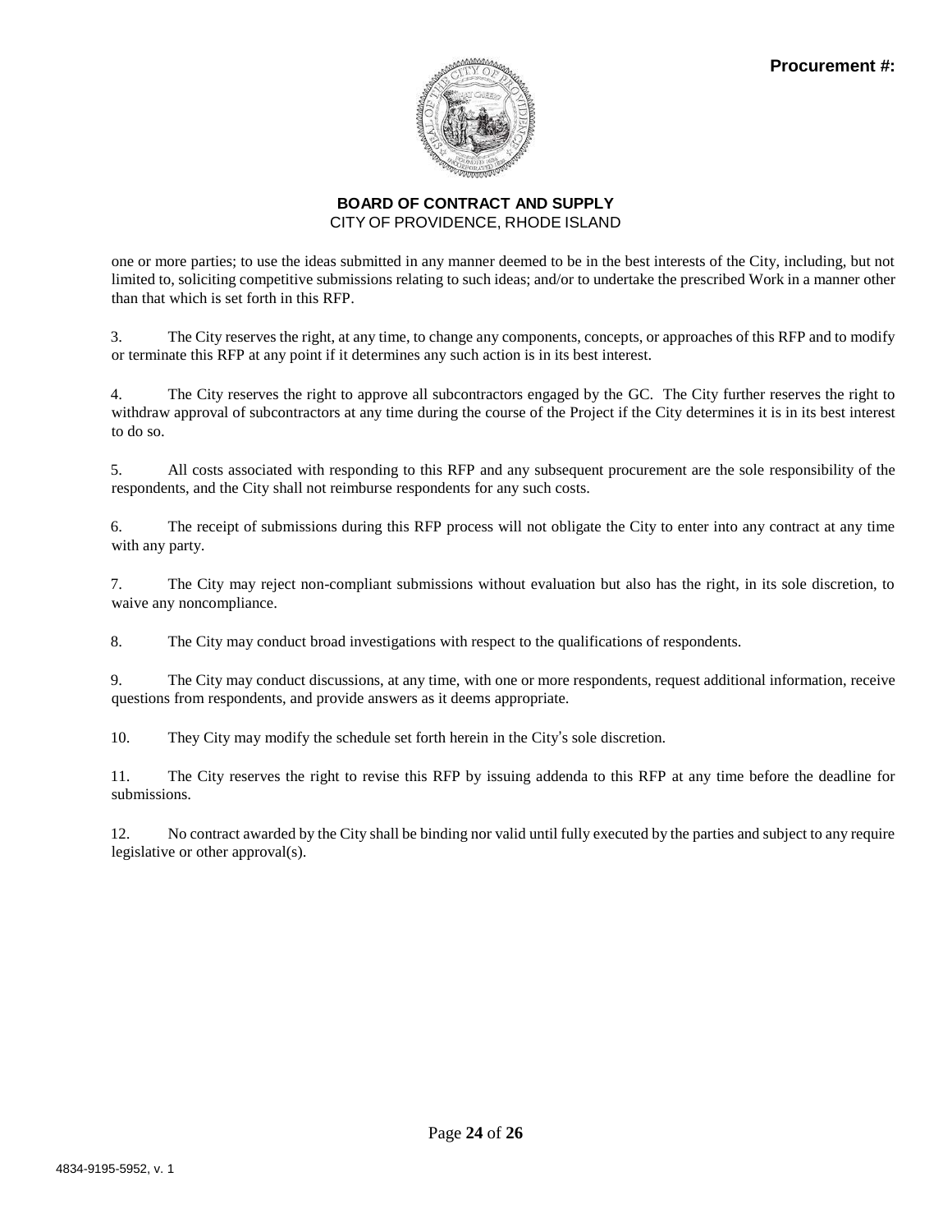one or more parties; to use the ideas submitted in any manner deemed to be in the best interests of the City, including, but not limited to, soliciting competitive submissions relating to such ideas; and/or to undertake the prescribed Work in a manner other than that which is set forth in this RFP.

3. The City reserves the right, at any time, to change any components, concepts, or approaches of this RFP and to modify or terminate this RFP at any point if it determines any such action is in its best interest.

4. The City reserves the right to approve all subcontractors engaged by the GC. The City further reserves the right to withdraw approval of subcontractors at any time during the course of the Project if the City determines it is in its best interest to do so.

5. All costs associated with responding to this RFP and any subsequent procurement are the sole responsibility of the respondents, and the City shall not reimburse respondents for any such costs.

6. The receipt of submissions during this RFP process will not obligate the City to enter into any contract at any time with any party.

7. The City may reject non-compliant submissions without evaluation but also has the right, in its sole discretion, to waive any noncompliance.

8. The City may conduct broad investigations with respect to the qualifications of respondents.

9. The City may conduct discussions, at any time, with one or more respondents, request additional information, receive questions from respondents, and provide answers as it deems appropriate.

10. They City may modify the schedule set forth herein in the City's sole discretion.

11. The City reserves the right to revise this RFP by issuing addenda to this RFP at any time before the deadline for submissions.

12. No contract awarded by the City shall be binding nor valid until fully executed by the parties and subject to any require legislative or other approval(s).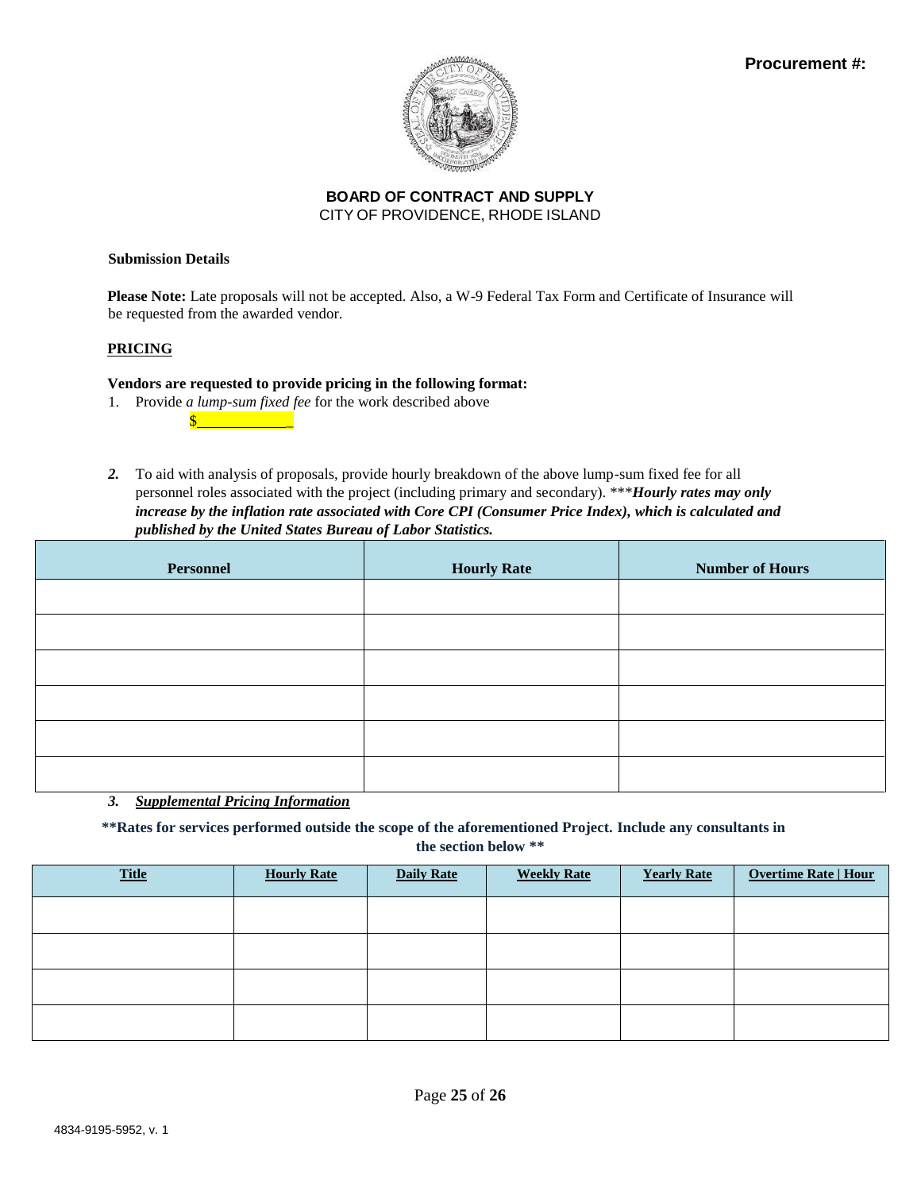**Procurement #:**

**BOARD OF CONTRACT AND SUPPLY**
CITY OF PROVIDENCE, RHODE ISLAND

**Submission Details**

**Please Note:** Late proposals will not be accepted. Also, a W-9 Federal Tax Form and Certificate of Insurance will be requested from the awarded vendor.

**PRICING**

**Vendors are requested to provide pricing in the following format:**

1. Provide *a lump-sum fixed fee* for the work described above

   $____________

2. To aid with analysis of proposals, provide hourly breakdown of the above lump-sum fixed fee for all personnel roles associated with the project (including primary and secondary). \*\*\****Hourly rates may only increase by the inflation rate associated with Core CPI (Consumer Price Index), which is calculated and published by the United States Bureau of Labor Statistics.***

| Personnel | Hourly Rate | Number of Hours |
|---|---|---|
| | | |
| | | |
| | | |
| | | |
| | | |
| | | |

3. ***Supplemental Pricing Information***

**\*\*Rates for services performed outside the scope of the aforementioned Project. Include any consultants in the section below \*\***

| Title | Hourly Rate | Daily Rate | Weekly Rate | Yearly Rate | Overtime Rate \| Hour |
|---|---|---|---|---|---|
| | | | | | |
| | | | | | |
| | | | | | |
| | | | | | |

4834-9195-5952, v. 1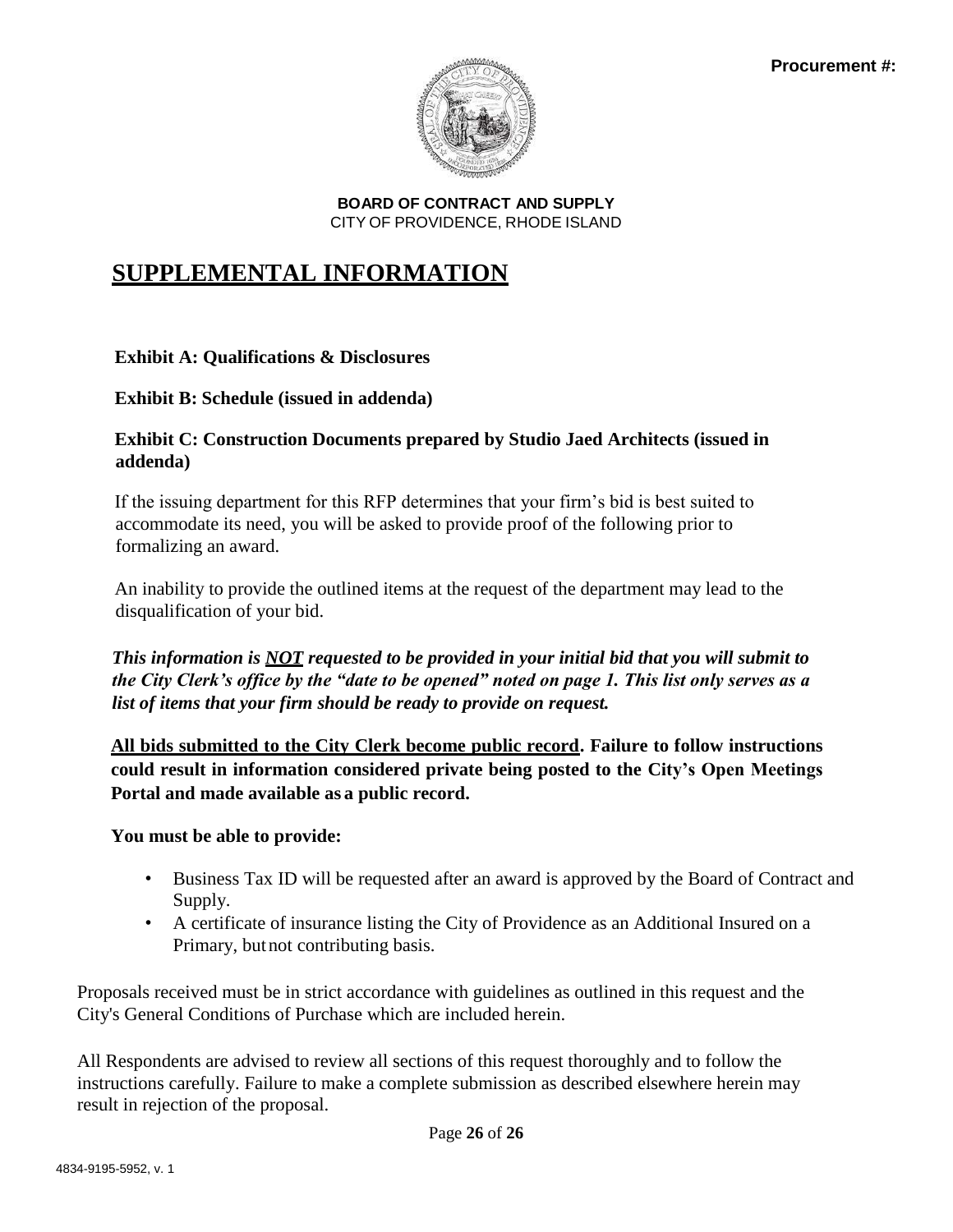**Procurement #:**

**BOARD OF CONTRACT AND SUPPLY**
CITY OF PROVIDENCE, RHODE ISLAND

# SUPPLEMENTAL INFORMATION

**Exhibit A: Qualifications & Disclosures**

**Exhibit B: Schedule (issued in addenda)**

**Exhibit C: Construction Documents prepared by Studio Jaed Architects (issued in addenda)**

If the issuing department for this RFP determines that your firm's bid is best suited to accommodate its need, you will be asked to provide proof of the following prior to formalizing an award.

An inability to provide the outlined items at the request of the department may lead to the disqualification of your bid.

***This information is NOT requested to be provided in your initial bid that you will submit to the City Clerk's office by the "date to be opened" noted on page 1. This list only serves as a list of items that your firm should be ready to provide on request.***

**All bids submitted to the City Clerk become public record. Failure to follow instructions could result in information considered private being posted to the City's Open Meetings Portal and made available as a public record.**

**You must be able to provide:**

- Business Tax ID will be requested after an award is approved by the Board of Contract and Supply.
- A certificate of insurance listing the City of Providence as an Additional Insured on a Primary, but not contributing basis.

Proposals received must be in strict accordance with guidelines as outlined in this request and the City's General Conditions of Purchase which are included herein.

All Respondents are advised to review all sections of this request thoroughly and to follow the instructions carefully. Failure to make a complete submission as described elsewhere herein may result in rejection of the proposal.

4834-9195-5952, v. 1